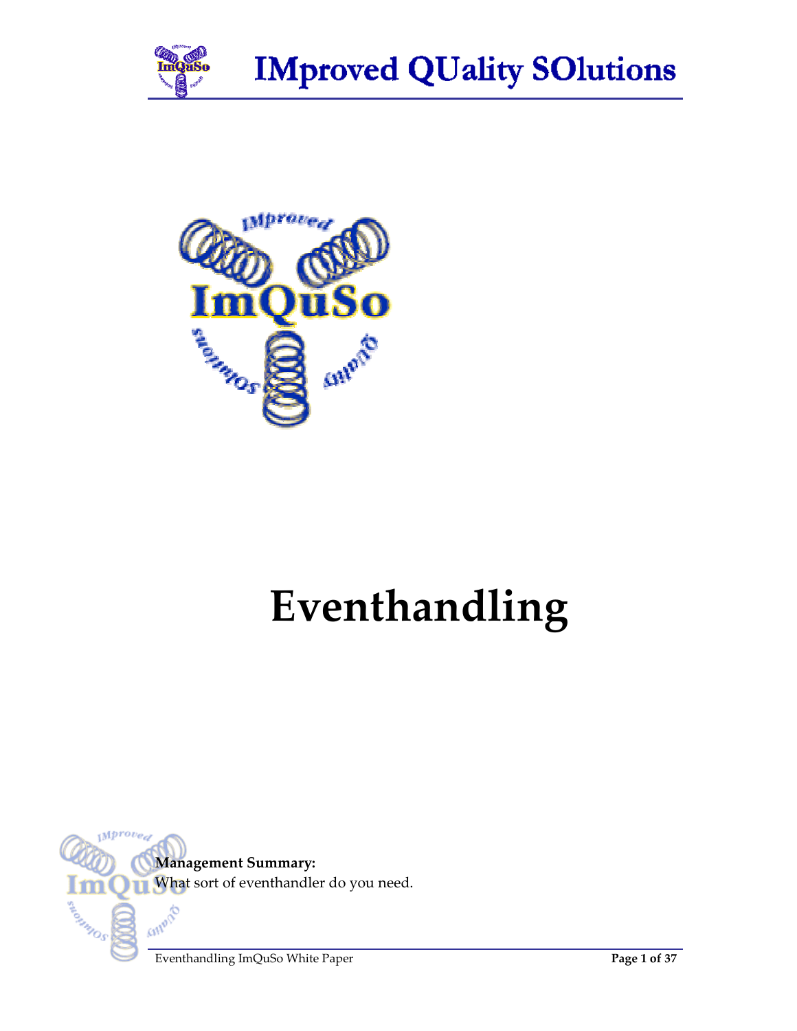# Eventhandling

**Management Summary:**
What sort of eventhandler do you need.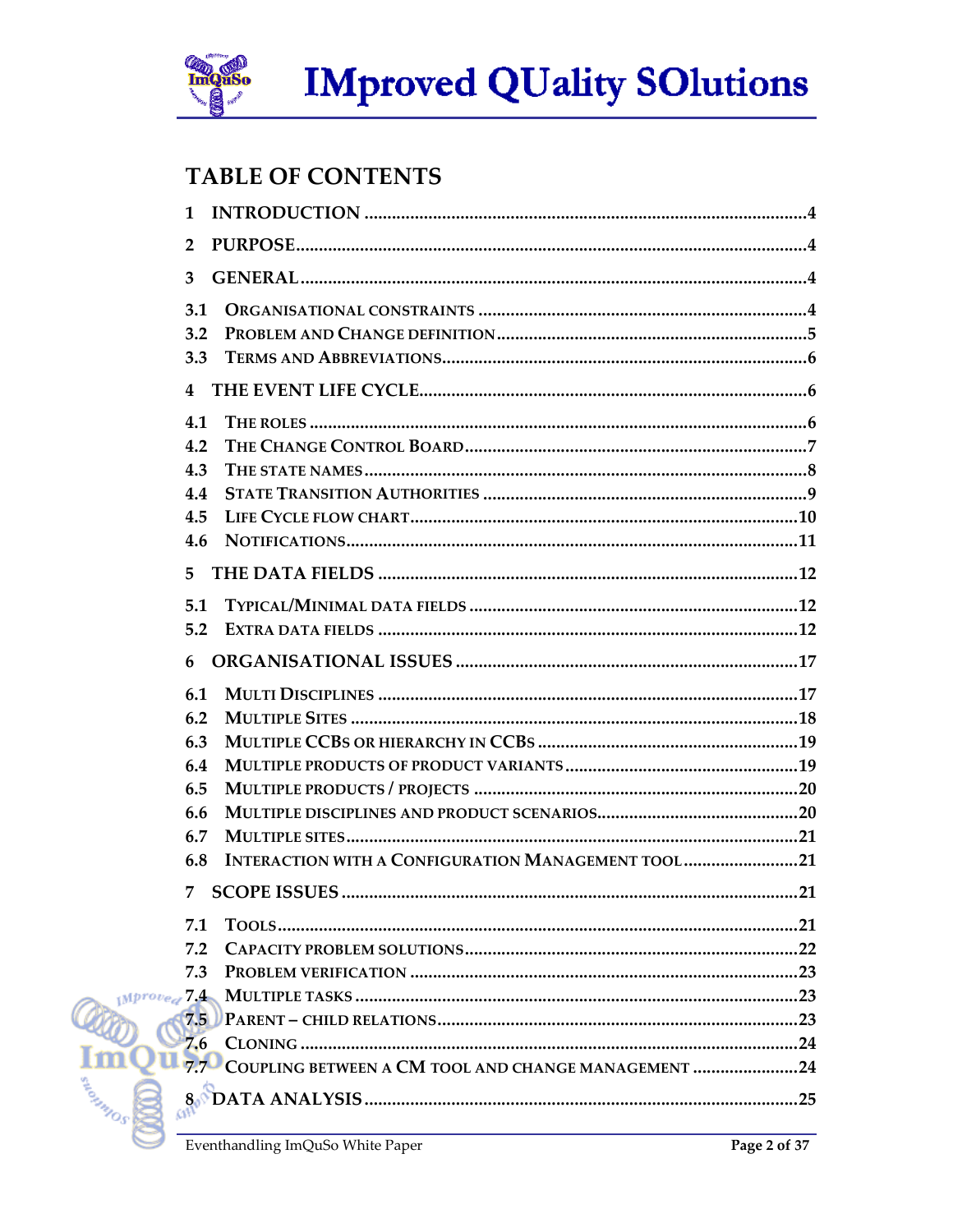# TABLE OF CONTENTS

1 INTRODUCTION ....................................................................................4

2 PURPOSE...................................................................................................4

3 GENERAL.................................................................................................4

3.1 ORGANISATIONAL CONSTRAINTS ..........................................................4
3.2 PROBLEM AND CHANGE DEFINITION......................................................5
3.3 TERMS AND ABBREVIATIONS.................................................................6

4 THE EVENT LIFE CYCLE.......................................................................6

4.1 THE ROLES ...............................................................................................6
4.2 THE CHANGE CONTROL BOARD.............................................................7
4.3 THE STATE NAMES...................................................................................8
4.4 STATE TRANSITION AUTHORITIES ..........................................................9
4.5 LIFE CYCLE FLOW CHART......................................................................10
4.6 NOTIFICATIONS.......................................................................................11

5 THE DATA FIELDS ..............................................................................12

5.1 TYPICAL/MINIMAL DATA FIELDS ..........................................................12
5.2 EXTRA DATA FIELDS ..............................................................................12

6 ORGANISATIONAL ISSUES ..............................................................17

6.1 MULTI DISCIPLINES ................................................................................17
6.2 MULTIPLE SITES ......................................................................................18
6.3 MULTIPLE CCBS OR HIERARCHY IN CCBS ............................................19
6.4 MULTIPLE PRODUCTS OF PRODUCT VARIANTS.......................................19
6.5 MULTIPLE PRODUCTS / PROJECTS ..........................................................20
6.6 MULTIPLE DISCIPLINES AND PRODUCT SCENARIOS...............................20
6.7 MULTIPLE SITES.......................................................................................21
6.8 INTERACTION WITH A CONFIGURATION MANAGEMENT TOOL ............21

7 SCOPE ISSUES .......................................................................................21

7.1 TOOLS.......................................................................................................21
7.2 CAPACITY PROBLEM SOLUTIONS............................................................22
7.3 PROBLEM VERIFICATION ........................................................................23
7.4 MULTIPLE TASKS ....................................................................................23
7.5 PARENT – CHILD RELATIONS..................................................................23
7.6 CLONING .................................................................................................24
7.7 COUPLING BETWEEN A CM TOOL AND CHANGE MANAGEMENT ..........24

8 DATA ANALYSIS...................................................................................25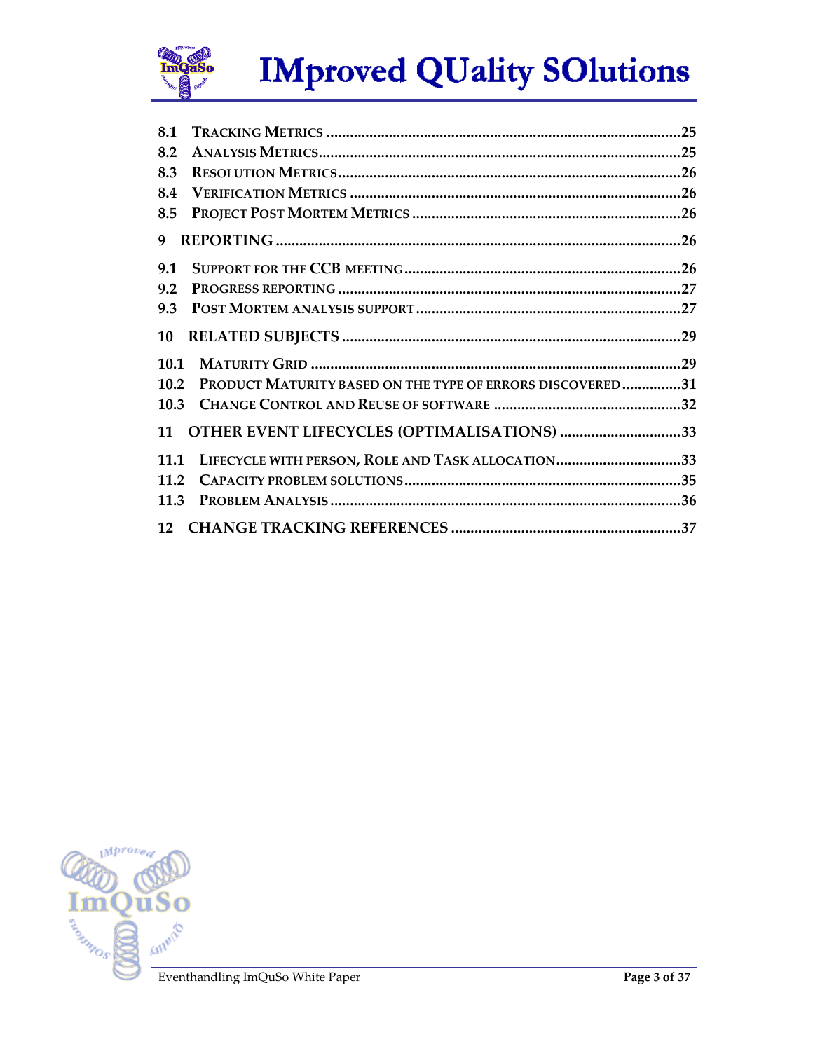8.1 TRACKING METRICS .......................................................................................25
8.2 ANALYSIS METRICS.......................................................................................25
8.3 RESOLUTION METRICS...................................................................................26
8.4 VERIFICATION METRICS ................................................................................26
8.5 PROJECT POST MORTEM METRICS ................................................................26

9 REPORTING ....................................................................................................26

9.1 SUPPORT FOR THE CCB MEETING....................................................................26
9.2 PROGRESS REPORTING ..................................................................................27
9.3 POST MORTEM ANALYSIS SUPPORT................................................................27

10 RELATED SUBJECTS .......................................................................................29

10.1 MATURITY GRID ..........................................................................................29
10.2 PRODUCT MATURITY BASED ON THE TYPE OF ERRORS DISCOVERED ...............31
10.3 CHANGE CONTROL AND REUSE OF SOFTWARE ...............................................32

11 OTHER EVENT LIFECYCLES (OPTIMALISATIONS) ..........................................33

11.1 LIFECYCLE WITH PERSON, ROLE AND TASK ALLOCATION................................33
11.2 CAPACITY PROBLEM SOLUTIONS.....................................................................35
11.3 PROBLEM ANALYSIS.......................................................................................36

12 CHANGE TRACKING REFERENCES ..................................................................37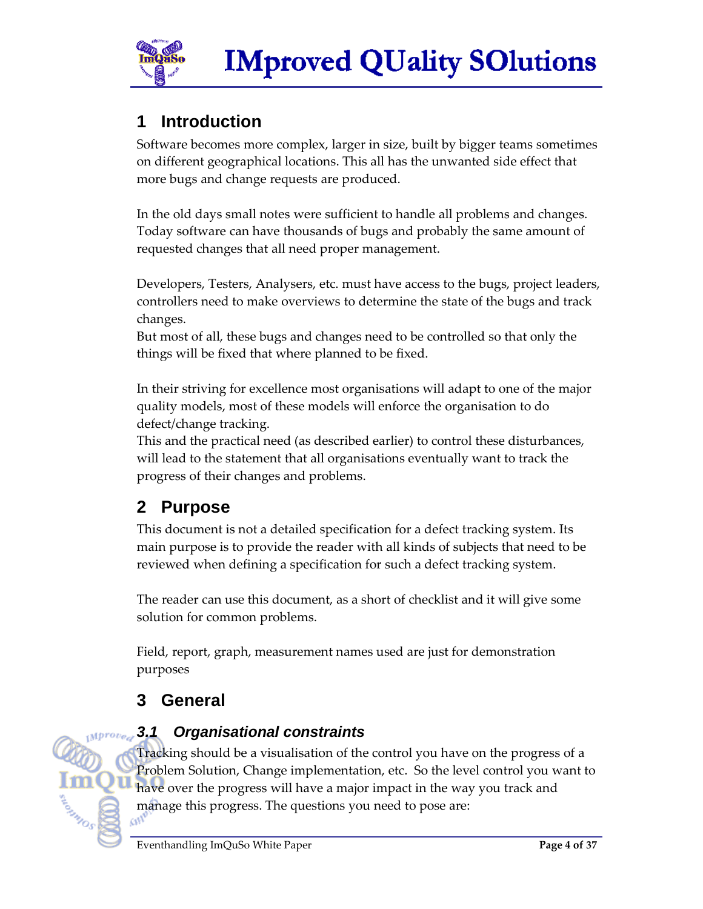# 1 Introduction

Software becomes more complex, larger in size, built by bigger teams sometimes on different geographical locations. This all has the unwanted side effect that more bugs and change requests are produced.

In the old days small notes were sufficient to handle all problems and changes. Today software can have thousands of bugs and probably the same amount of requested changes that all need proper management.

Developers, Testers, Analysers, etc. must have access to the bugs, project leaders, controllers need to make overviews to determine the state of the bugs and track changes.
But most of all, these bugs and changes need to be controlled so that only the things will be fixed that where planned to be fixed.

In their striving for excellence most organisations will adapt to one of the major quality models, most of these models will enforce the organisation to do defect/change tracking.
This and the practical need (as described earlier) to control these disturbances, will lead to the statement that all organisations eventually want to track the progress of their changes and problems.

# 2 Purpose

This document is not a detailed specification for a defect tracking system. Its main purpose is to provide the reader with all kinds of subjects that need to be reviewed when defining a specification for such a defect tracking system.

The reader can use this document, as a short of checklist and it will give some solution for common problems.

Field, report, graph, measurement names used are just for demonstration purposes

# 3 General

## 3.1 Organisational constraints

Tracking should be a visualisation of the control you have on the progress of a Problem Solution, Change implementation, etc. So the level control you want to have over the progress will have a major impact in the way you track and manage this progress. The questions you need to pose are: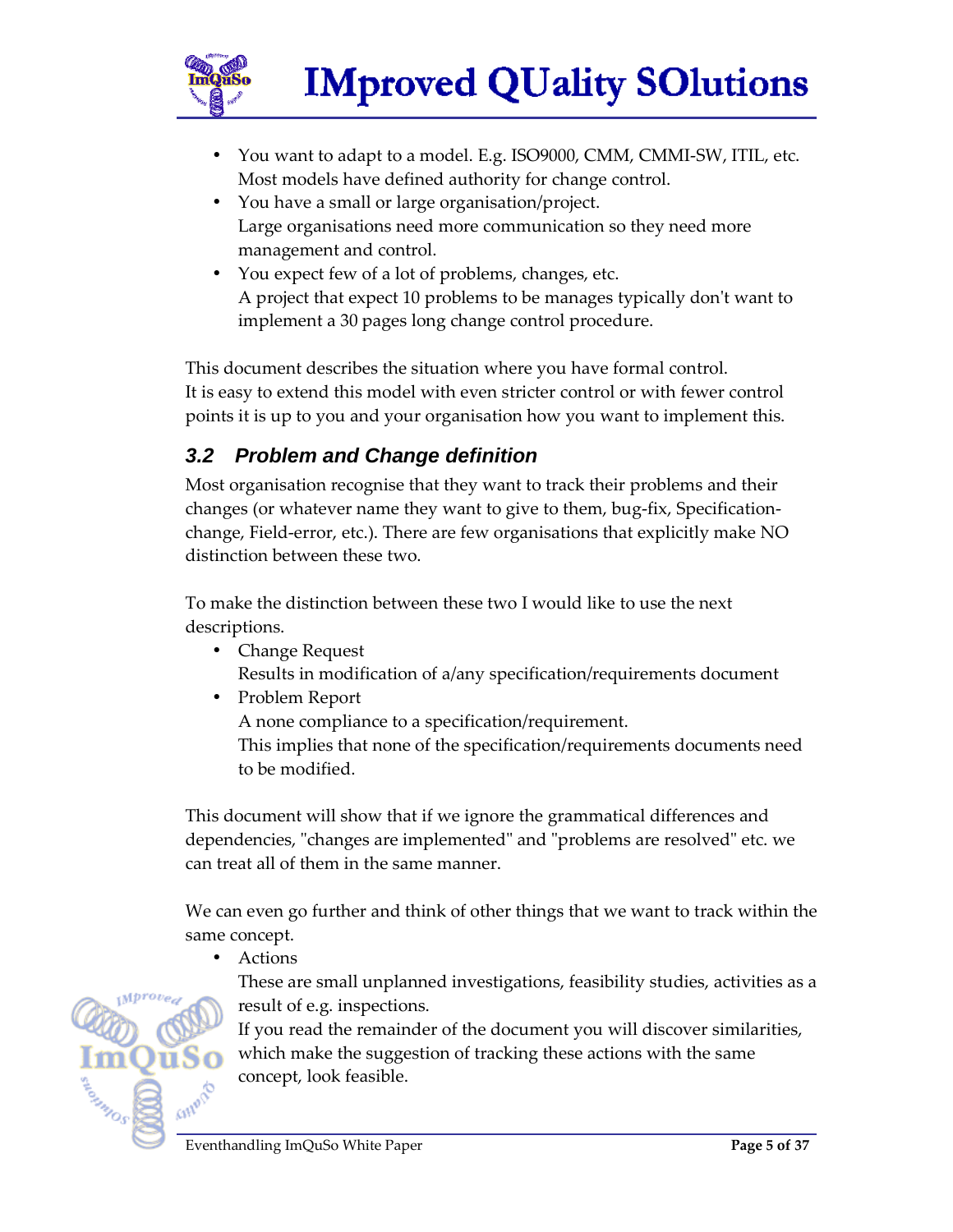- You want to adapt to a model. E.g. ISO9000, CMM, CMMI-SW, ITIL, etc. Most models have defined authority for change control.
- You have a small or large organisation/project. Large organisations need more communication so they need more management and control.
- You expect few of a lot of problems, changes, etc. A project that expect 10 problems to be manages typically don't want to implement a 30 pages long change control procedure.

This document describes the situation where you have formal control.
It is easy to extend this model with even stricter control or with fewer control points it is up to you and your organisation how you want to implement this.

## 3.2 Problem and Change definition

Most organisation recognise that they want to track their problems and their changes (or whatever name they want to give to them, bug-fix, Specification-change, Field-error, etc.). There are few organisations that explicitly make NO distinction between these two.

To make the distinction between these two I would like to use the next descriptions.

- Change Request
  Results in modification of a/any specification/requirements document
- Problem Report
  A none compliance to a specification/requirement.
  This implies that none of the specification/requirements documents need to be modified.

This document will show that if we ignore the grammatical differences and dependencies, "changes are implemented" and "problems are resolved" etc. we can treat all of them in the same manner.

We can even go further and think of other things that we want to track within the same concept.

- Actions
  These are small unplanned investigations, feasibility studies, activities as a result of e.g. inspections.
  If you read the remainder of the document you will discover similarities, which make the suggestion of tracking these actions with the same concept, look feasible.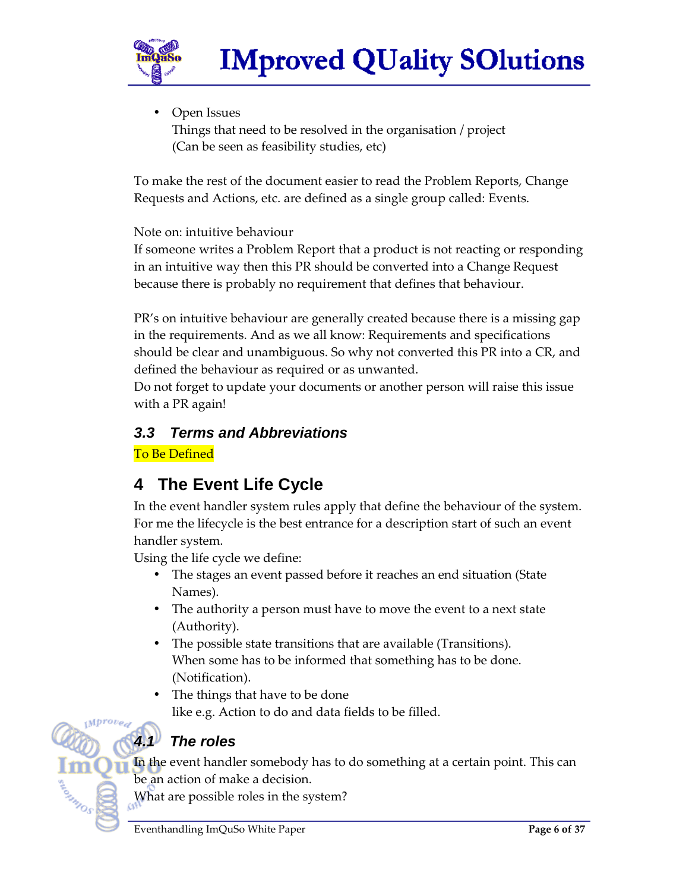- Open Issues
  Things that need to be resolved in the organisation / project
  (Can be seen as feasibility studies, etc)

To make the rest of the document easier to read the Problem Reports, Change Requests and Actions, etc. are defined as a single group called: Events.

Note on: intuitive behaviour
If someone writes a Problem Report that a product is not reacting or responding in an intuitive way then this PR should be converted into a Change Request because there is probably no requirement that defines that behaviour.

PR's on intuitive behaviour are generally created because there is a missing gap in the requirements. And as we all know: Requirements and specifications should be clear and unambiguous. So why not converted this PR into a CR, and defined the behaviour as required or as unwanted.
Do not forget to update your documents or another person will raise this issue with a PR again!

### 3.3 Terms and Abbreviations

To Be Defined

## 4 The Event Life Cycle

In the event handler system rules apply that define the behaviour of the system. For me the lifecycle is the best entrance for a description start of such an event handler system.
Using the life cycle we define:

- The stages an event passed before it reaches an end situation (State Names).
- The authority a person must have to move the event to a next state (Authority).
- The possible state transitions that are available (Transitions).
  When some has to be informed that something has to be done. (Notification).
- The things that have to be done
  like e.g. Action to do and data fields to be filled.

### 4.1 The roles

In the event handler somebody has to do something at a certain point. This can be an action of make a decision.
What are possible roles in the system?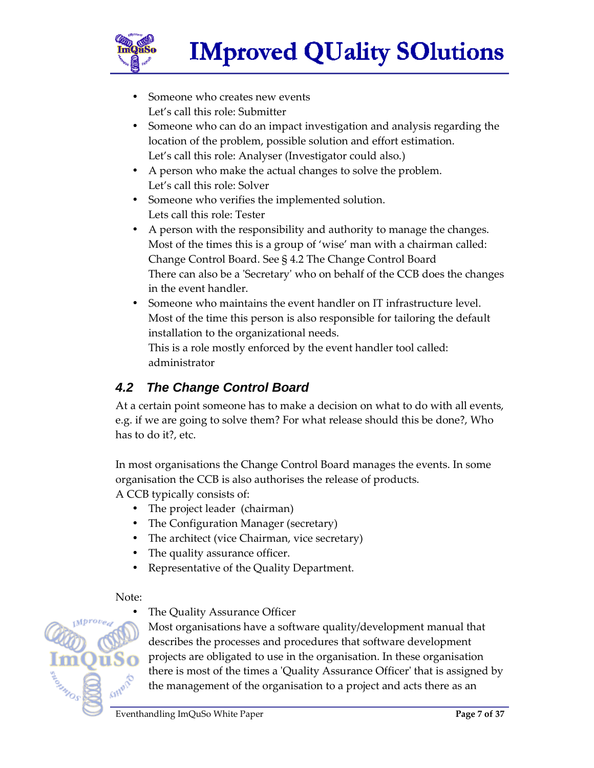- Someone who creates new events
  Let's call this role: Submitter
- Someone who can do an impact investigation and analysis regarding the location of the problem, possible solution and effort estimation.
  Let's call this role: Analyser (Investigator could also.)
- A person who make the actual changes to solve the problem.
  Let's call this role: Solver
- Someone who verifies the implemented solution.
  Lets call this role: Tester
- A person with the responsibility and authority to manage the changes. Most of the times this is a group of 'wise' man with a chairman called: Change Control Board. See § 4.2 The Change Control Board
  There can also be a 'Secretary' who on behalf of the CCB does the changes in the event handler.
- Someone who maintains the event handler on IT infrastructure level. Most of the time this person is also responsible for tailoring the default installation to the organizational needs.
  This is a role mostly enforced by the event handler tool called: administrator

## 4.2 The Change Control Board

At a certain point someone has to make a decision on what to do with all events, e.g. if we are going to solve them? For what release should this be done?, Who has to do it?, etc.

In most organisations the Change Control Board manages the events. In some organisation the CCB is also authorises the release of products.
A CCB typically consists of:

- The project leader (chairman)
- The Configuration Manager (secretary)
- The architect (vice Chairman, vice secretary)
- The quality assurance officer.
- Representative of the Quality Department.

Note:

- The Quality Assurance Officer
  Most organisations have a software quality/development manual that describes the processes and procedures that software development projects are obligated to use in the organisation. In these organisation there is most of the times a 'Quality Assurance Officer' that is assigned by the management of the organisation to a project and acts there as an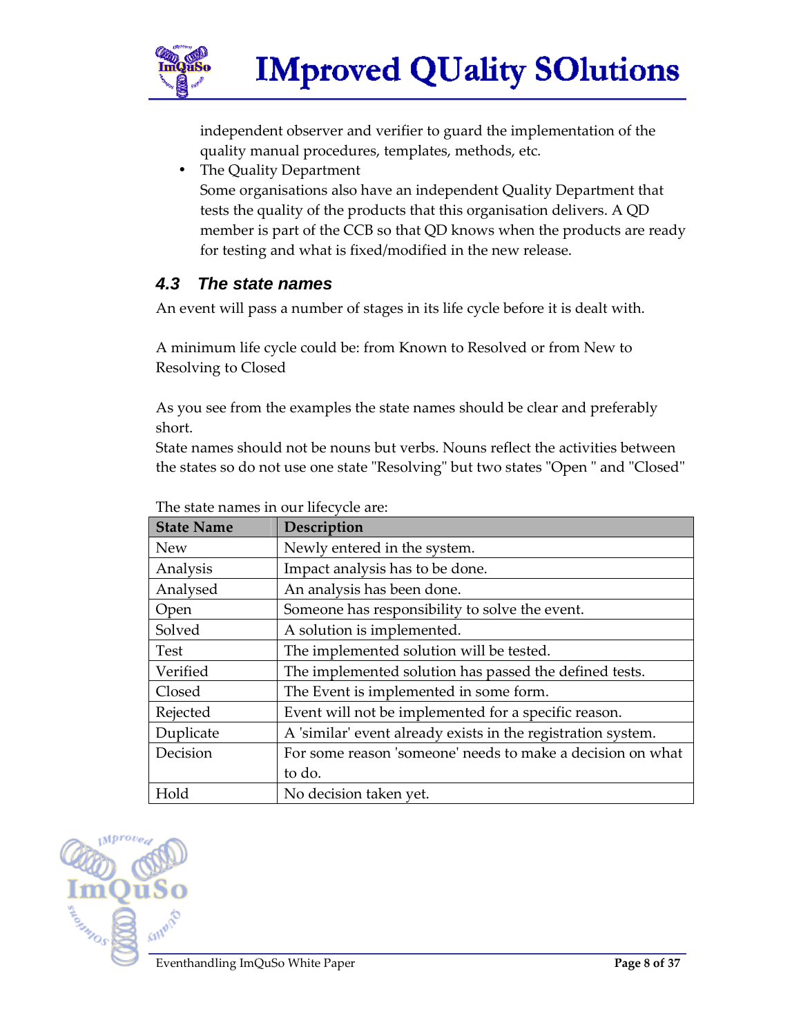independent observer and verifier to guard the implementation of the quality manual procedures, templates, methods, etc.

- The Quality Department
  Some organisations also have an independent Quality Department that tests the quality of the products that this organisation delivers. A QD member is part of the CCB so that QD knows when the products are ready for testing and what is fixed/modified in the new release.

## 4.3 The state names

An event will pass a number of stages in its life cycle before it is dealt with.

A minimum life cycle could be: from Known to Resolved or from New to Resolving to Closed

As you see from the examples the state names should be clear and preferably short.
State names should not be nouns but verbs. Nouns reflect the activities between the states so do not use one state "Resolving" but two states "Open " and "Closed"

The state names in our lifecycle are:

| State Name | Description |
|---|---|
| New | Newly entered in the system. |
| Analysis | Impact analysis has to be done. |
| Analysed | An analysis has been done. |
| Open | Someone has responsibility to solve the event. |
| Solved | A solution is implemented. |
| Test | The implemented solution will be tested. |
| Verified | The implemented solution has passed the defined tests. |
| Closed | The Event is implemented in some form. |
| Rejected | Event will not be implemented for a specific reason. |
| Duplicate | A 'similar' event already exists in the registration system. |
| Decision | For some reason 'someone' needs to make a decision on what to do. |
| Hold | No decision taken yet. |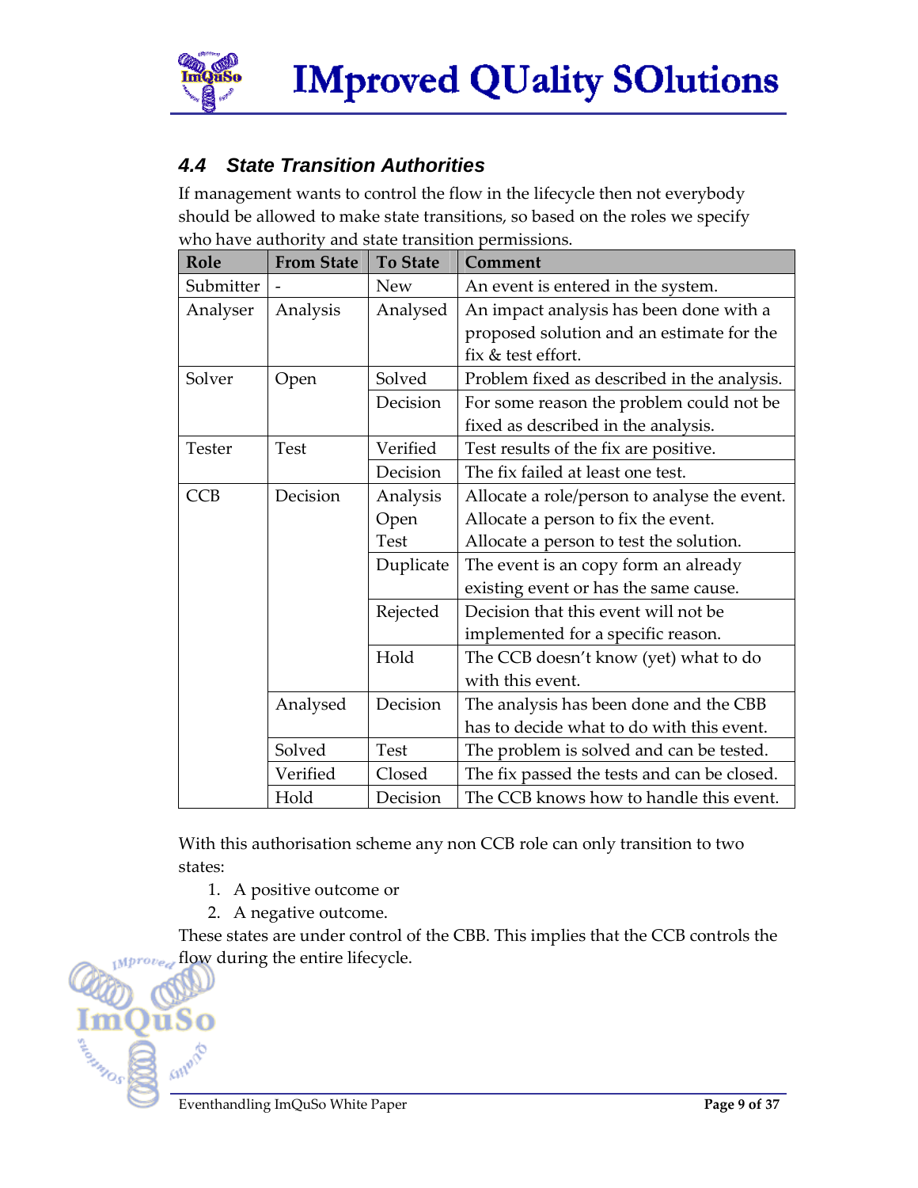### 4.4 State Transition Authorities

If management wants to control the flow in the lifecycle then not everybody should be allowed to make state transitions, so based on the roles we specify who have authority and state transition permissions.

| Role | From State | To State | Comment |
|---|---|---|---|
| Submitter | - | New | An event is entered in the system. |
| Analyser | Analysis | Analysed | An impact analysis has been done with a proposed solution and an estimate for the fix & test effort. |
| Solver | Open | Solved | Problem fixed as described in the analysis. |
| | | Decision | For some reason the problem could not be fixed as described in the analysis. |
| Tester | Test | Verified | Test results of the fix are positive. |
| | | Decision | The fix failed at least one test. |
| CCB | Decision | Analysis<br>Open<br>Test | Allocate a role/person to analyse the event.<br>Allocate a person to fix the event.<br>Allocate a person to test the solution. |
| | | Duplicate | The event is an copy form an already existing event or has the same cause. |
| | | Rejected | Decision that this event will not be implemented for a specific reason. |
| | | Hold | The CCB doesn't know (yet) what to do with this event. |
| | Analysed | Decision | The analysis has been done and the CBB has to decide what to do with this event. |
| | Solved | Test | The problem is solved and can be tested. |
| | Verified | Closed | The fix passed the tests and can be closed. |
| | Hold | Decision | The CCB knows how to handle this event. |

With this authorisation scheme any non CCB role can only transition to two states:

1. A positive outcome or
2. A negative outcome.

These states are under control of the CBB. This implies that the CCB controls the flow during the entire lifecycle.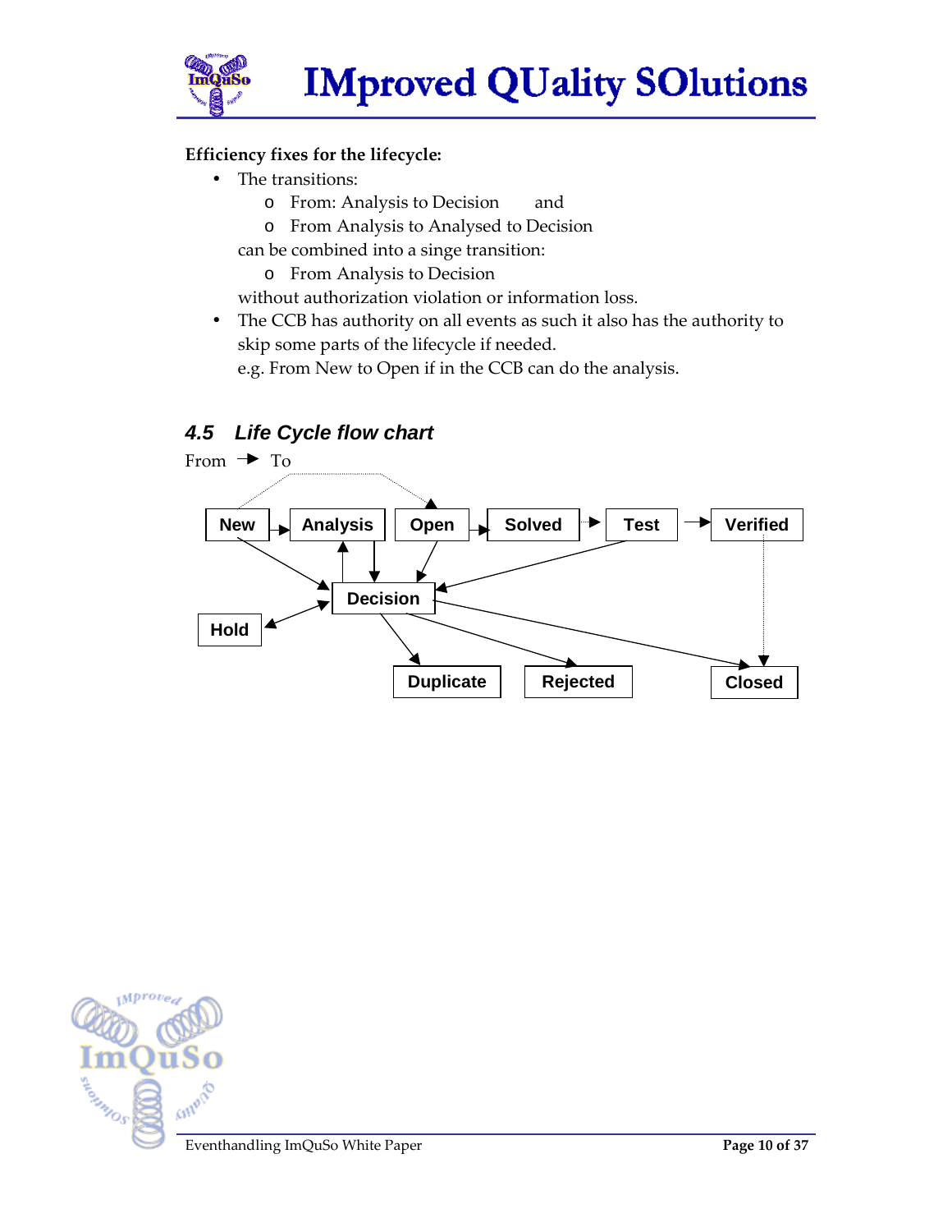**Efficiency fixes for the lifecycle:**

- The transitions:
  - From: Analysis to Decision and
  - From Analysis to Analysed to Decision

  can be combined into a singe transition:
  - From Analysis to Decision

  without authorization violation or information loss.
- The CCB has authority on all events as such it also has the authority to skip some parts of the lifecycle if needed.
  e.g. From New to Open if in the CCB can do the analysis.

## 4.5 Life Cycle flow chart

From → To

New, Analysis, Open, Solved, Test, Verified, Decision, Hold, Duplicate, Rejected, Closed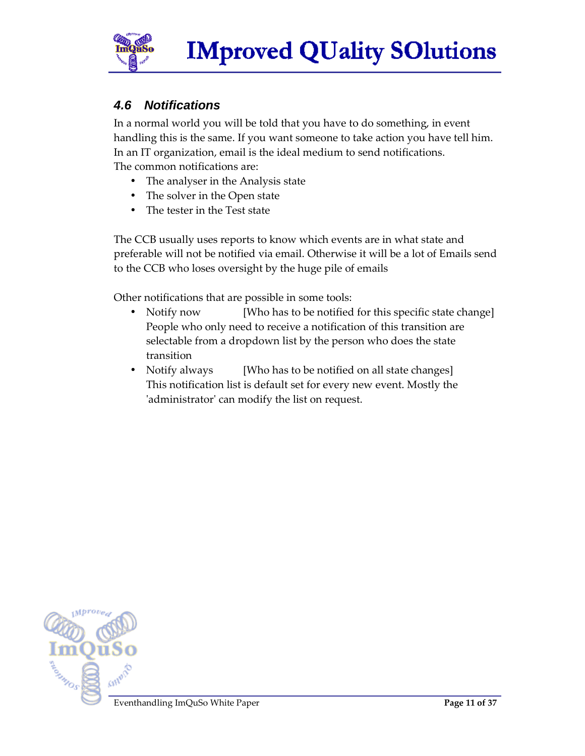### 4.6 Notifications

In a normal world you will be told that you have to do something, in event handling this is the same. If you want someone to take action you have tell him. In an IT organization, email is the ideal medium to send notifications.
The common notifications are:

- The analyser in the Analysis state
- The solver in the Open state
- The tester in the Test state

The CCB usually uses reports to know which events are in what state and preferable will not be notified via email. Otherwise it will be a lot of Emails send to the CCB who loses oversight by the huge pile of emails

Other notifications that are possible in some tools:

- Notify now [Who has to be notified for this specific state change]
  People who only need to receive a notification of this transition are selectable from a dropdown list by the person who does the state transition
- Notify always [Who has to be notified on all state changes]
  This notification list is default set for every new event. Mostly the 'administrator' can modify the list on request.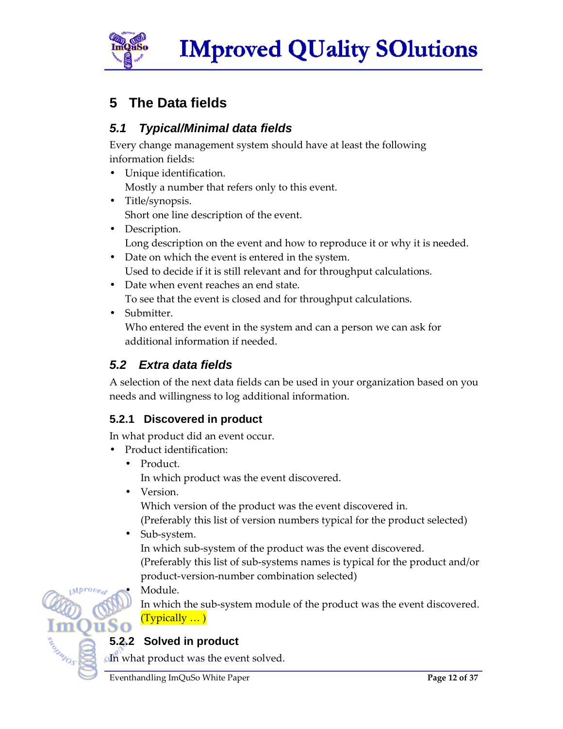# 5 The Data fields

## 5.1 Typical/Minimal data fields

Every change management system should have at least the following information fields:

- Unique identification.
  Mostly a number that refers only to this event.
- Title/synopsis.
  Short one line description of the event.
- Description.
  Long description on the event and how to reproduce it or why it is needed.
- Date on which the event is entered in the system.
  Used to decide if it is still relevant and for throughput calculations.
- Date when event reaches an end state.
  To see that the event is closed and for throughput calculations.
- Submitter.
  Who entered the event in the system and can a person we can ask for additional information if needed.

## 5.2 Extra data fields

A selection of the next data fields can be used in your organization based on you needs and willingness to log additional information.

### 5.2.1 Discovered in product

In what product did an event occur.

- Product identification:
  - Product.
    In which product was the event discovered.
  - Version.
    Which version of the product was the event discovered in.
    (Preferably this list of version numbers typical for the product selected)
  - Sub-system.
    In which sub-system of the product was the event discovered.
    (Preferably this list of sub-systems names is typical for the product and/or product-version-number combination selected)
  - Module.
    In which the sub-system module of the product was the event discovered.
    (Typically … )

### 5.2.2 Solved in product

In what product was the event solved.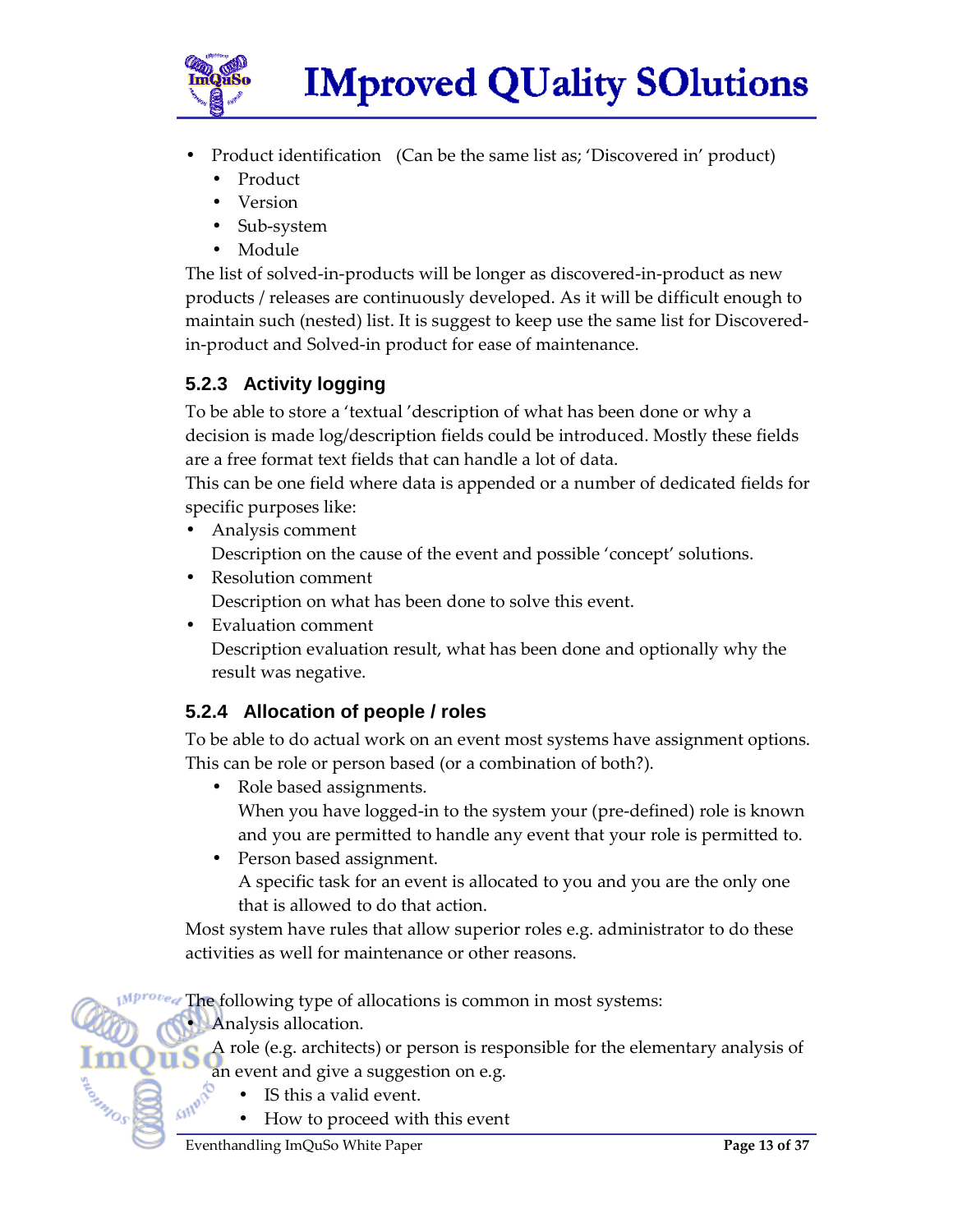- Product identification (Can be the same list as; 'Discovered in' product)
  - Product
  - Version
  - Sub-system
  - Module

The list of solved-in-products will be longer as discovered-in-product as new products / releases are continuously developed. As it will be difficult enough to maintain such (nested) list. It is suggest to keep use the same list for Discovered-in-product and Solved-in product for ease of maintenance.

### 5.2.3 Activity logging

To be able to store a 'textual 'description of what has been done or why a decision is made log/description fields could be introduced. Mostly these fields are a free format text fields that can handle a lot of data.
This can be one field where data is appended or a number of dedicated fields for specific purposes like:

- Analysis comment
  Description on the cause of the event and possible 'concept' solutions.
- Resolution comment
  Description on what has been done to solve this event.
- Evaluation comment
  Description evaluation result, what has been done and optionally why the result was negative.

### 5.2.4 Allocation of people / roles

To be able to do actual work on an event most systems have assignment options. This can be role or person based (or a combination of both?).

- Role based assignments.
  When you have logged-in to the system your (pre-defined) role is known and you are permitted to handle any event that your role is permitted to.
- Person based assignment.
  A specific task for an event is allocated to you and you are the only one that is allowed to do that action.

Most system have rules that allow superior roles e.g. administrator to do these activities as well for maintenance or other reasons.

The following type of allocations is common in most systems:

- Analysis allocation.
  A role (e.g. architects) or person is responsible for the elementary analysis of an event and give a suggestion on e.g.
  - IS this a valid event.
  - How to proceed with this event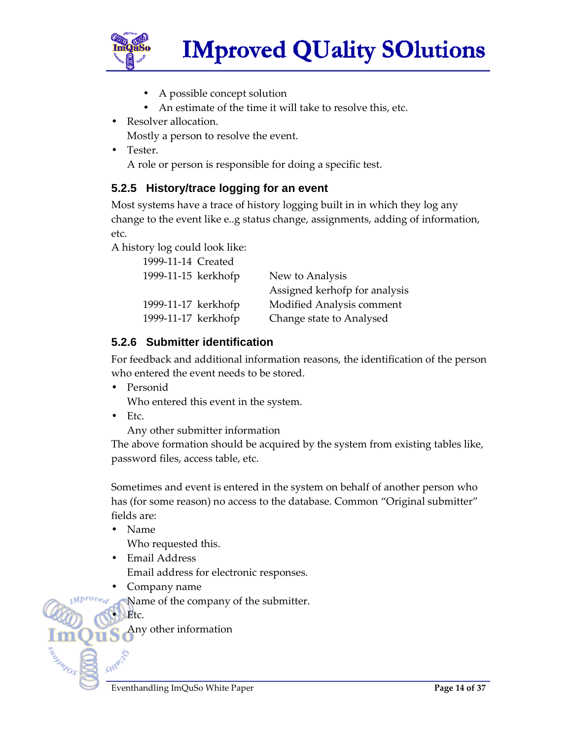- A possible concept solution
  - An estimate of the time it will take to resolve this, etc.
- Resolver allocation.
  Mostly a person to resolve the event.
- Tester.
  A role or person is responsible for doing a specific test.

### 5.2.5 History/trace logging for an event

Most systems have a trace of history logging built in in which they log any change to the event like e..g status change, assignments, adding of information, etc.

A history log could look like:

| | | |
|---|---|---|
| 1999-11-14 | Created | |
| 1999-11-15 | kerkhofp | New to Analysis |
| | | Assigned kerhofp for analysis |
| 1999-11-17 | kerkhofp | Modified Analysis comment |
| 1999-11-17 | kerkhofp | Change state to Analysed |

### 5.2.6 Submitter identification

For feedback and additional information reasons, the identification of the person who entered the event needs to be stored.

- Personid
  Who entered this event in the system.
- Etc.
  Any other submitter information

The above formation should be acquired by the system from existing tables like, password files, access table, etc.

Sometimes and event is entered in the system on behalf of another person who has (for some reason) no access to the database. Common "Original submitter" fields are:

- Name
  Who requested this.
- Email Address
  Email address for electronic responses.
- Company name
  Name of the company of the submitter.
- Etc.
  Any other information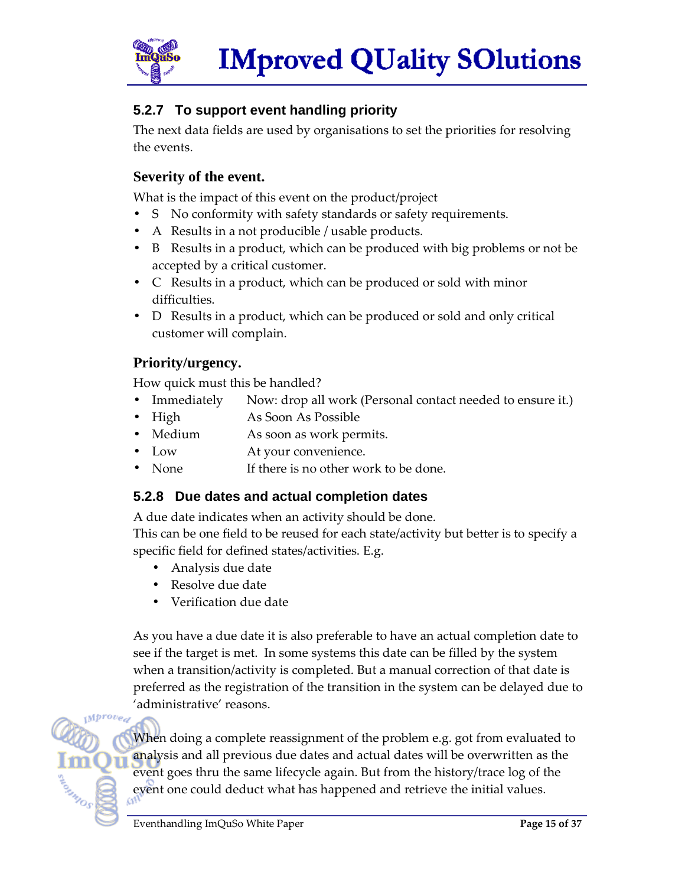### 5.2.7 To support event handling priority

The next data fields are used by organisations to set the priorities for resolving the events.

#### Severity of the event.

What is the impact of this event on the product/project

- S No conformity with safety standards or safety requirements.
- A Results in a not producible / usable products.
- B Results in a product, which can be produced with big problems or not be accepted by a critical customer.
- C Results in a product, which can be produced or sold with minor difficulties.
- D Results in a product, which can be produced or sold and only critical customer will complain.

#### Priority/urgency.

How quick must this be handled?

- Immediately Now: drop all work (Personal contact needed to ensure it.)
- High As Soon As Possible
- Medium As soon as work permits.
- Low At your convenience.
- None If there is no other work to be done.

### 5.2.8 Due dates and actual completion dates

A due date indicates when an activity should be done.
This can be one field to be reused for each state/activity but better is to specify a specific field for defined states/activities. E.g.

- Analysis due date
- Resolve due date
- Verification due date

As you have a due date it is also preferable to have an actual completion date to see if the target is met. In some systems this date can be filled by the system when a transition/activity is completed. But a manual correction of that date is preferred as the registration of the transition in the system can be delayed due to 'administrative' reasons.

When doing a complete reassignment of the problem e.g. got from evaluated to analysis and all previous due dates and actual dates will be overwritten as the event goes thru the same lifecycle again. But from the history/trace log of the event one could deduct what has happened and retrieve the initial values.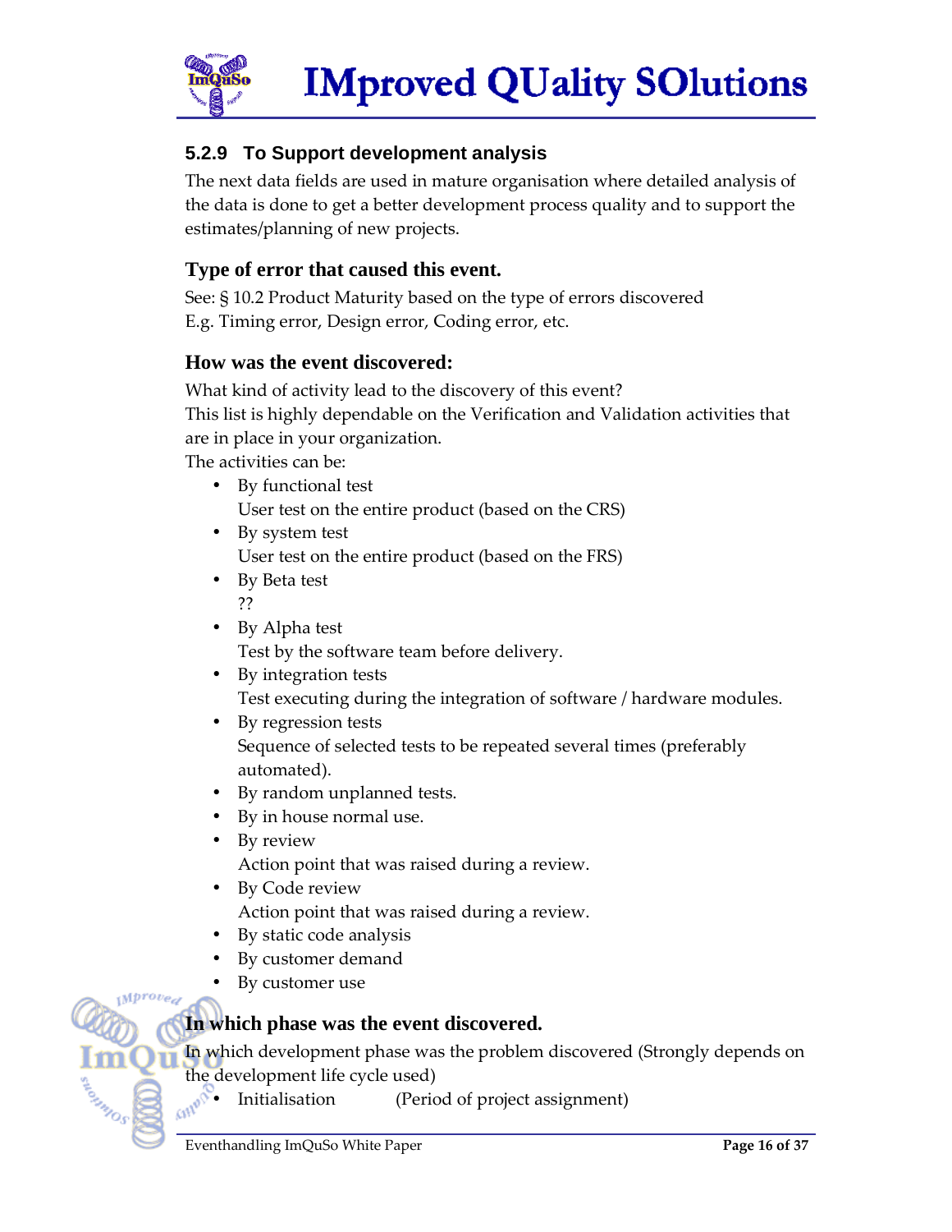### 5.2.9 To Support development analysis

The next data fields are used in mature organisation where detailed analysis of the data is done to get a better development process quality and to support the estimates/planning of new projects.

#### Type of error that caused this event.

See: § 10.2 Product Maturity based on the type of errors discovered
E.g. Timing error, Design error, Coding error, etc.

#### How was the event discovered:

What kind of activity lead to the discovery of this event?
This list is highly dependable on the Verification and Validation activities that are in place in your organization.
The activities can be:

- By functional test
  User test on the entire product (based on the CRS)
- By system test
  User test on the entire product (based on the FRS)
- By Beta test
  ??
- By Alpha test
  Test by the software team before delivery.
- By integration tests
  Test executing during the integration of software / hardware modules.
- By regression tests
  Sequence of selected tests to be repeated several times (preferably automated).
- By random unplanned tests.
- By in house normal use.
- By review
  Action point that was raised during a review.
- By Code review
  Action point that was raised during a review.
- By static code analysis
- By customer demand
- By customer use

#### In which phase was the event discovered.

In which development phase was the problem discovered (Strongly depends on the development life cycle used)

- Initialisation (Period of project assignment)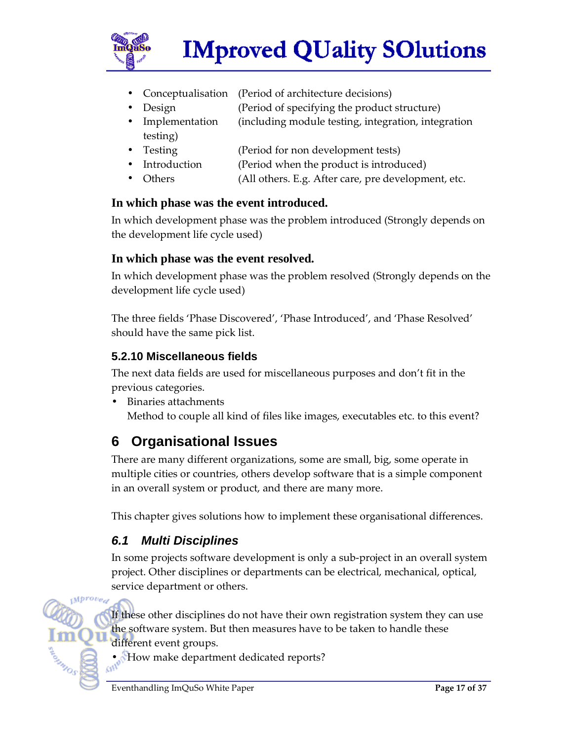- Conceptualisation (Period of architecture decisions)
- Design (Period of specifying the product structure)
- Implementation (including module testing, integration, integration testing)
- Testing (Period for non development tests)
- Introduction (Period when the product is introduced)
- Others (All others. E.g. After care, pre development, etc.

**In which phase was the event introduced.**

In which development phase was the problem introduced (Strongly depends on the development life cycle used)

**In which phase was the event resolved.**

In which development phase was the problem resolved (Strongly depends on the development life cycle used)

The three fields 'Phase Discovered', 'Phase Introduced', and 'Phase Resolved' should have the same pick list.

### 5.2.10 Miscellaneous fields

The next data fields are used for miscellaneous purposes and don't fit in the previous categories.

- Binaries attachments
  Method to couple all kind of files like images, executables etc. to this event?

# 6 Organisational Issues

There are many different organizations, some are small, big, some operate in multiple cities or countries, others develop software that is a simple component in an overall system or product, and there are many more.

This chapter gives solutions how to implement these organisational differences.

## *6.1 Multi Disciplines*

In some projects software development is only a sub-project in an overall system project. Other disciplines or departments can be electrical, mechanical, optical, service department or others.

If these other disciplines do not have their own registration system they can use the software system. But then measures have to be taken to handle these different event groups.

- How make department dedicated reports?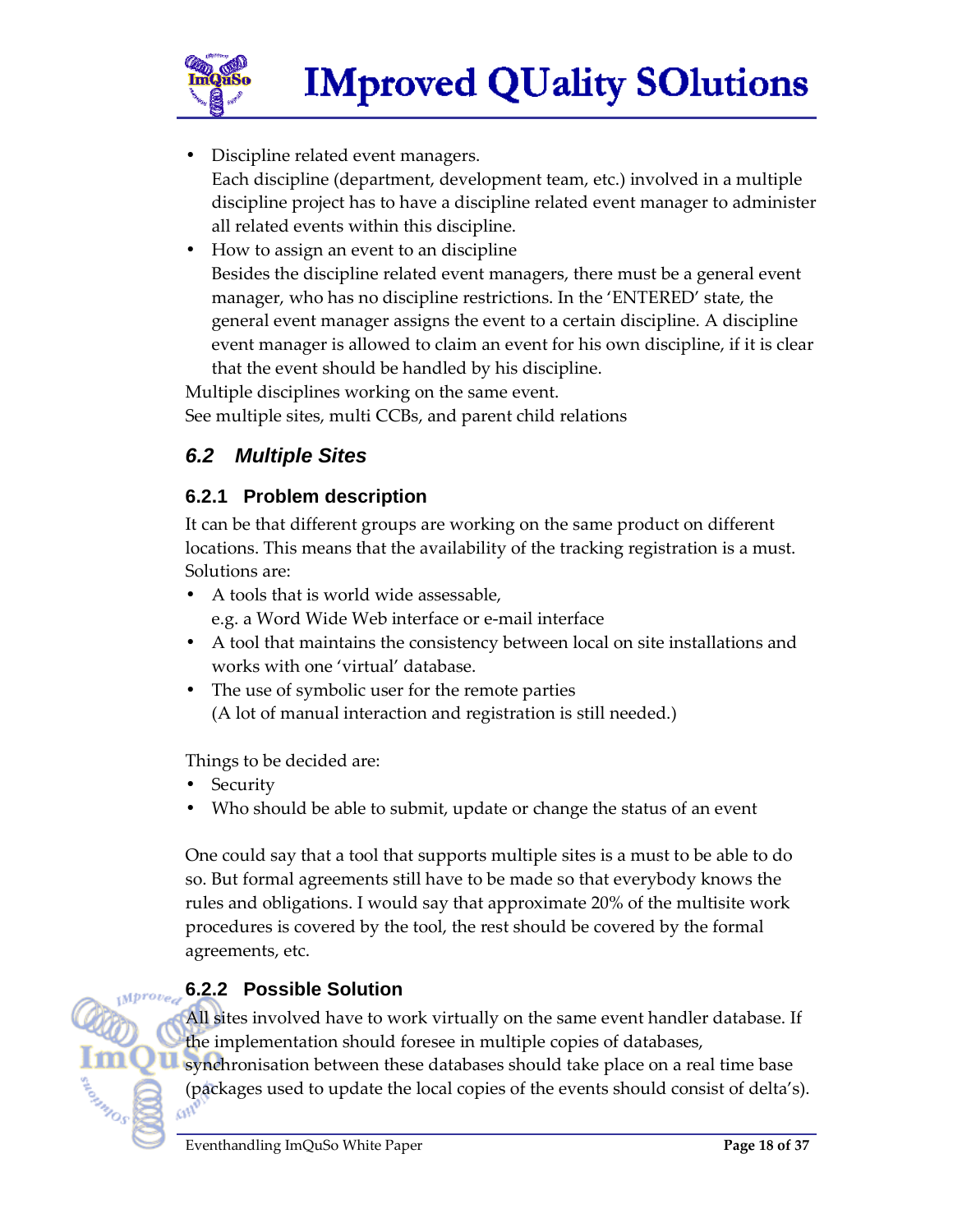- Discipline related event managers.
  Each discipline (department, development team, etc.) involved in a multiple discipline project has to have a discipline related event manager to administer all related events within this discipline.
- How to assign an event to an discipline
  Besides the discipline related event managers, there must be a general event manager, who has no discipline restrictions. In the 'ENTERED' state, the general event manager assigns the event to a certain discipline. A discipline event manager is allowed to claim an event for his own discipline, if it is clear that the event should be handled by his discipline.

Multiple disciplines working on the same event.
See multiple sites, multi CCBs, and parent child relations

## 6.2 Multiple Sites

### 6.2.1 Problem description

It can be that different groups are working on the same product on different locations. This means that the availability of the tracking registration is a must. Solutions are:

- A tools that is world wide assessable,
  e.g. a Word Wide Web interface or e-mail interface
- A tool that maintains the consistency between local on site installations and works with one 'virtual' database.
- The use of symbolic user for the remote parties
  (A lot of manual interaction and registration is still needed.)

Things to be decided are:

- Security
- Who should be able to submit, update or change the status of an event

One could say that a tool that supports multiple sites is a must to be able to do so. But formal agreements still have to be made so that everybody knows the rules and obligations. I would say that approximate 20% of the multisite work procedures is covered by the tool, the rest should be covered by the formal agreements, etc.

### 6.2.2 Possible Solution

All sites involved have to work virtually on the same event handler database. If the implementation should foresee in multiple copies of databases, synchronisation between these databases should take place on a real time base (packages used to update the local copies of the events should consist of delta's).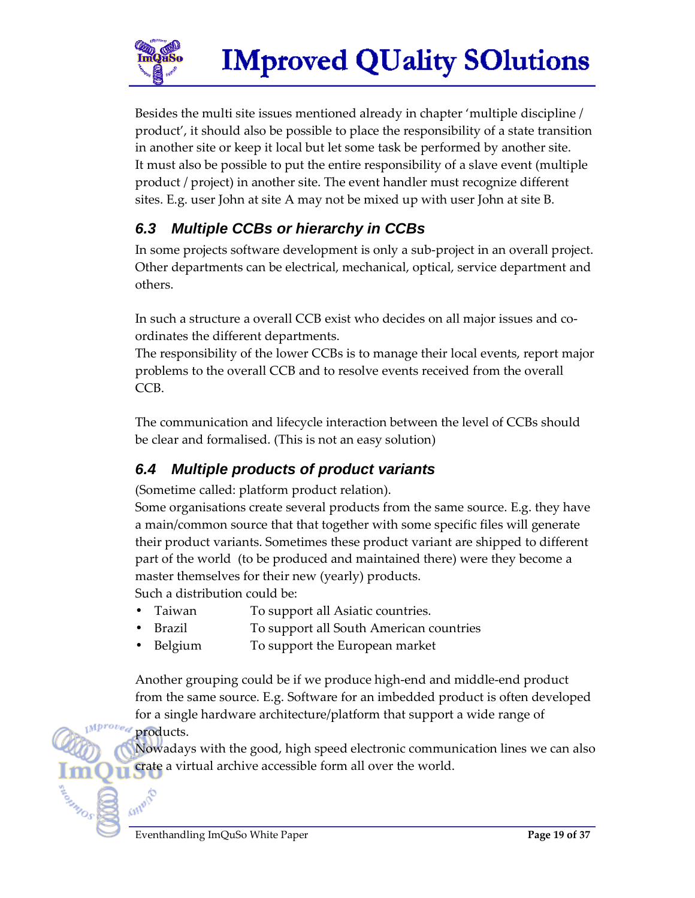Besides the multi site issues mentioned already in chapter 'multiple discipline / product', it should also be possible to place the responsibility of a state transition in another site or keep it local but let some task be performed by another site. It must also be possible to put the entire responsibility of a slave event (multiple product / project) in another site. The event handler must recognize different sites. E.g. user John at site A may not be mixed up with user John at site B.

### 6.3 Multiple CCBs or hierarchy in CCBs

In some projects software development is only a sub-project in an overall project. Other departments can be electrical, mechanical, optical, service department and others.

In such a structure a overall CCB exist who decides on all major issues and co-ordinates the different departments.
The responsibility of the lower CCBs is to manage their local events, report major problems to the overall CCB and to resolve events received from the overall CCB.

The communication and lifecycle interaction between the level of CCBs should be clear and formalised. (This is not an easy solution)

### 6.4 Multiple products of product variants

(Sometime called: platform product relation).
Some organisations create several products from the same source. E.g. they have a main/common source that that together with some specific files will generate their product variants. Sometimes these product variant are shipped to different part of the world (to be produced and maintained there) were they become a master themselves for their new (yearly) products.
Such a distribution could be:

- Taiwan To support all Asiatic countries.
- Brazil To support all South American countries
- Belgium To support the European market

Another grouping could be if we produce high-end and middle-end product from the same source. E.g. Software for an imbedded product is often developed for a single hardware architecture/platform that support a wide range of products.
Nowadays with the good, high speed electronic communication lines we can also crate a virtual archive accessible form all over the world.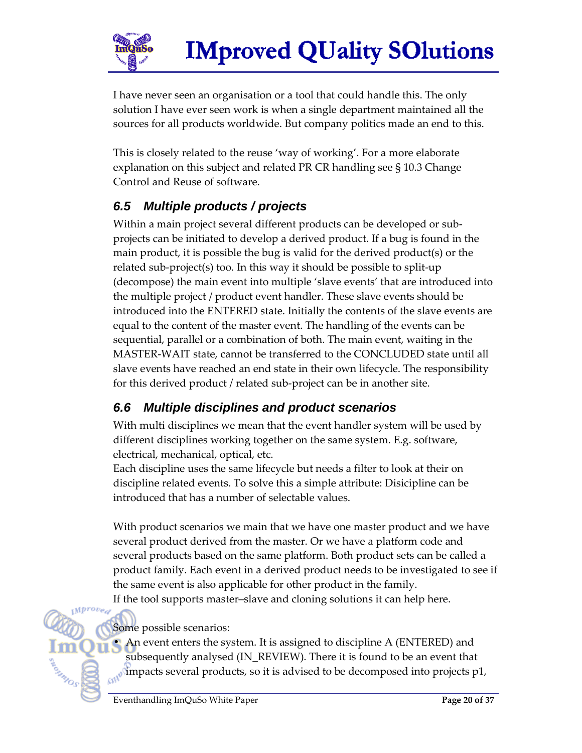I have never seen an organisation or a tool that could handle this. The only solution I have ever seen work is when a single department maintained all the sources for all products worldwide. But company politics made an end to this.

This is closely related to the reuse 'way of working'. For a more elaborate explanation on this subject and related PR CR handling see § 10.3 Change Control and Reuse of software.

## *6.5 Multiple products / projects*

Within a main project several different products can be developed or sub-projects can be initiated to develop a derived product. If a bug is found in the main product, it is possible the bug is valid for the derived product(s) or the related sub-project(s) too. In this way it should be possible to split-up (decompose) the main event into multiple 'slave events' that are introduced into the multiple project / product event handler. These slave events should be introduced into the ENTERED state. Initially the contents of the slave events are equal to the content of the master event. The handling of the events can be sequential, parallel or a combination of both. The main event, waiting in the MASTER-WAIT state, cannot be transferred to the CONCLUDED state until all slave events have reached an end state in their own lifecycle. The responsibility for this derived product / related sub-project can be in another site.

## *6.6 Multiple disciplines and product scenarios*

With multi disciplines we mean that the event handler system will be used by different disciplines working together on the same system. E.g. software, electrical, mechanical, optical, etc.
Each discipline uses the same lifecycle but needs a filter to look at their on discipline related events. To solve this a simple attribute: Disicipline can be introduced that has a number of selectable values.

With product scenarios we main that we have one master product and we have several product derived from the master. Or we have a platform code and several products based on the same platform. Both product sets can be called a product family. Each event in a derived product needs to be investigated to see if the same event is also applicable for other product in the family.
If the tool supports master–slave and cloning solutions it can help here.

Some possible scenarios:

- An event enters the system. It is assigned to discipline A (ENTERED) and subsequently analysed (IN_REVIEW). There it is found to be an event that impacts several products, so it is advised to be decomposed into projects p1,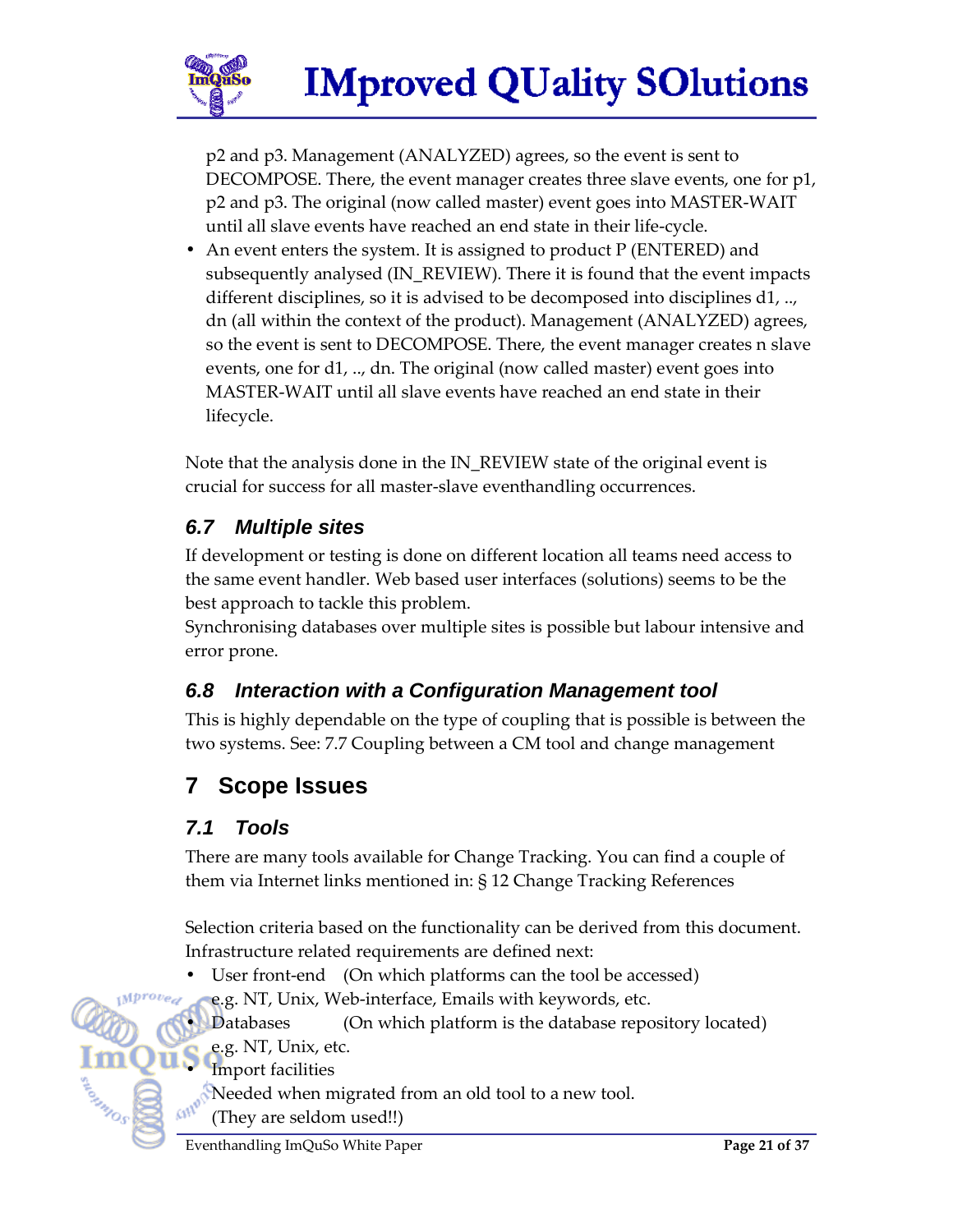p2 and p3. Management (ANALYZED) agrees, so the event is sent to DECOMPOSE. There, the event manager creates three slave events, one for p1, p2 and p3. The original (now called master) event goes into MASTER-WAIT until all slave events have reached an end state in their life-cycle.

- An event enters the system. It is assigned to product P (ENTERED) and subsequently analysed (IN_REVIEW). There it is found that the event impacts different disciplines, so it is advised to be decomposed into disciplines d1, .., dn (all within the context of the product). Management (ANALYZED) agrees, so the event is sent to DECOMPOSE. There, the event manager creates n slave events, one for d1, .., dn. The original (now called master) event goes into MASTER-WAIT until all slave events have reached an end state in their lifecycle.

Note that the analysis done in the IN_REVIEW state of the original event is crucial for success for all master-slave eventhandling occurrences.

### 6.7 Multiple sites

If development or testing is done on different location all teams need access to the same event handler. Web based user interfaces (solutions) seems to be the best approach to tackle this problem.
Synchronising databases over multiple sites is possible but labour intensive and error prone.

### 6.8 Interaction with a Configuration Management tool

This is highly dependable on the type of coupling that is possible is between the two systems. See: 7.7 Coupling between a CM tool and change management

## 7 Scope Issues

### 7.1 Tools

There are many tools available for Change Tracking. You can find a couple of them via Internet links mentioned in: § 12 Change Tracking References

Selection criteria based on the functionality can be derived from this document. Infrastructure related requirements are defined next:

- User front-end (On which platforms can the tool be accessed)
  e.g. NT, Unix, Web-interface, Emails with keywords, etc.
- Databases (On which platform is the database repository located)
  e.g. NT, Unix, etc.
- Import facilities
  Needed when migrated from an old tool to a new tool.
  (They are seldom used!!)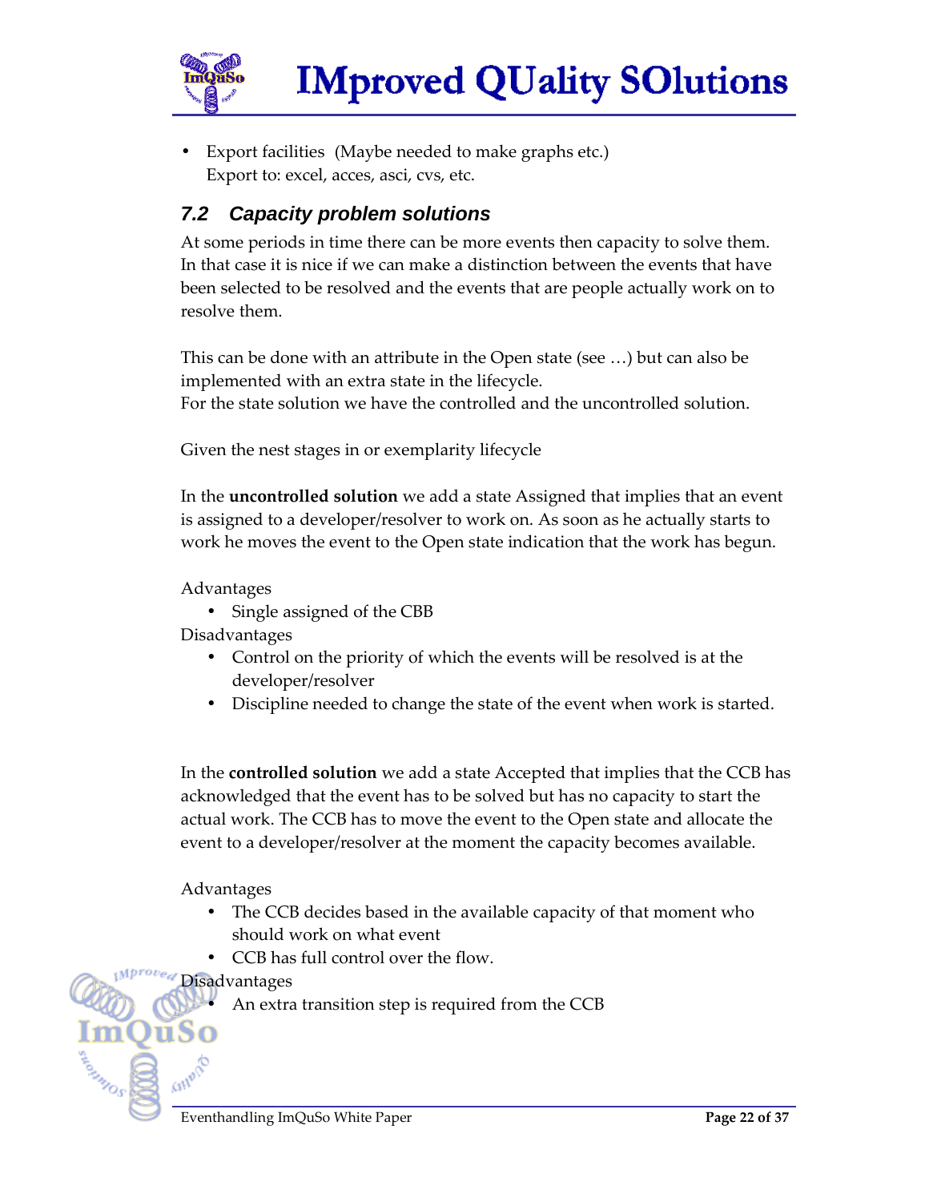- Export facilities (Maybe needed to make graphs etc.)
  Export to: excel, acces, asci, cvs, etc.

## *7.2 Capacity problem solutions*

At some periods in time there can be more events then capacity to solve them. In that case it is nice if we can make a distinction between the events that have been selected to be resolved and the events that are people actually work on to resolve them.

This can be done with an attribute in the Open state (see …) but can also be implemented with an extra state in the lifecycle.
For the state solution we have the controlled and the uncontrolled solution.

Given the nest stages in or exemplarity lifecycle

In the **uncontrolled solution** we add a state Assigned that implies that an event is assigned to a developer/resolver to work on. As soon as he actually starts to work he moves the event to the Open state indication that the work has begun.

Advantages

- Single assigned of the CBB

Disadvantages

- Control on the priority of which the events will be resolved is at the developer/resolver
- Discipline needed to change the state of the event when work is started.

In the **controlled solution** we add a state Accepted that implies that the CCB has acknowledged that the event has to be solved but has no capacity to start the actual work. The CCB has to move the event to the Open state and allocate the event to a developer/resolver at the moment the capacity becomes available.

Advantages

- The CCB decides based in the available capacity of that moment who should work on what event
- CCB has full control over the flow.

Disadvantages

- An extra transition step is required from the CCB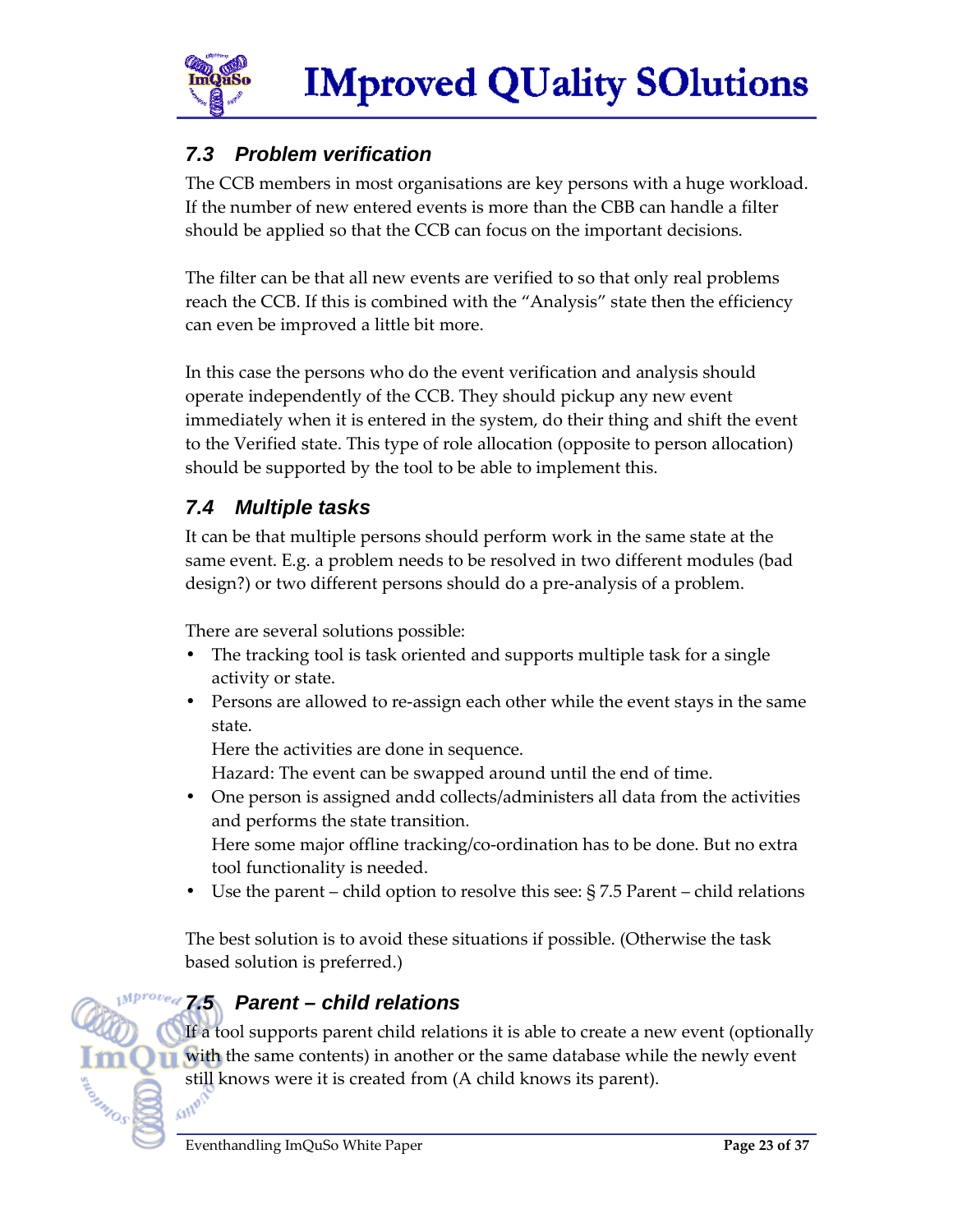## 7.3 Problem verification

The CCB members in most organisations are key persons with a huge workload. If the number of new entered events is more than the CBB can handle a filter should be applied so that the CCB can focus on the important decisions.

The filter can be that all new events are verified to so that only real problems reach the CCB. If this is combined with the "Analysis" state then the efficiency can even be improved a little bit more.

In this case the persons who do the event verification and analysis should operate independently of the CCB. They should pickup any new event immediately when it is entered in the system, do their thing and shift the event to the Verified state. This type of role allocation (opposite to person allocation) should be supported by the tool to be able to implement this.

## 7.4 Multiple tasks

It can be that multiple persons should perform work in the same state at the same event. E.g. a problem needs to be resolved in two different modules (bad design?) or two different persons should do a pre-analysis of a problem.

There are several solutions possible:

- The tracking tool is task oriented and supports multiple task for a single activity or state.
- Persons are allowed to re-assign each other while the event stays in the same state.
  Here the activities are done in sequence.
  Hazard: The event can be swapped around until the end of time.
- One person is assigned andd collects/administers all data from the activities and performs the state transition.
  Here some major offline tracking/co-ordination has to be done. But no extra tool functionality is needed.
- Use the parent – child option to resolve this see: § 7.5 Parent – child relations

The best solution is to avoid these situations if possible. (Otherwise the task based solution is preferred.)

## 7.5 Parent – child relations

If a tool supports parent child relations it is able to create a new event (optionally with the same contents) in another or the same database while the newly event still knows were it is created from (A child knows its parent).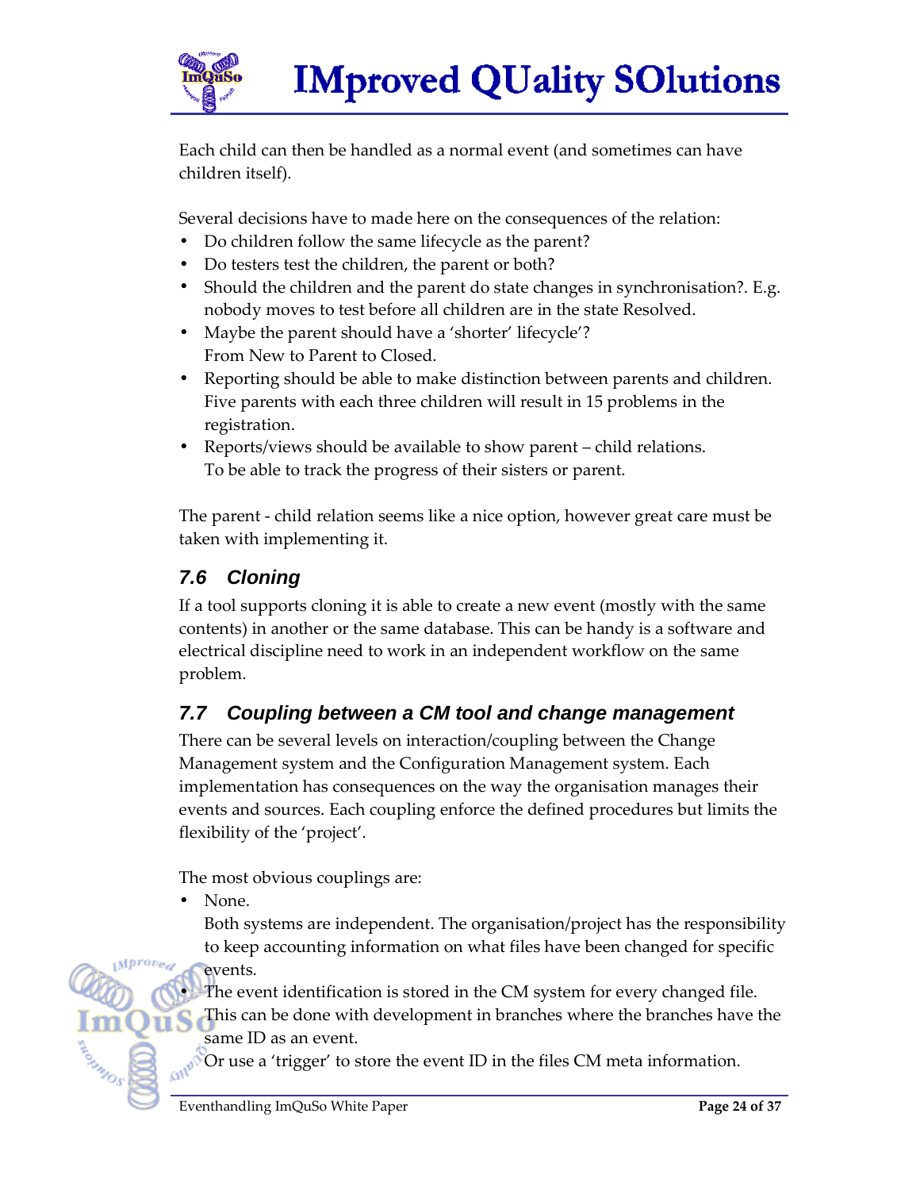Each child can then be handled as a normal event (and sometimes can have children itself).

Several decisions have to made here on the consequences of the relation:

- Do children follow the same lifecycle as the parent?
- Do testers test the children, the parent or both?
- Should the children and the parent do state changes in synchronisation?. E.g. nobody moves to test before all children are in the state Resolved.
- Maybe the parent should have a 'shorter' lifecycle'?
  From New to Parent to Closed.
- Reporting should be able to make distinction between parents and children. Five parents with each three children will result in 15 problems in the registration.
- Reports/views should be available to show parent – child relations. To be able to track the progress of their sisters or parent.

The parent - child relation seems like a nice option, however great care must be taken with implementing it.

## 7.6 Cloning

If a tool supports cloning it is able to create a new event (mostly with the same contents) in another or the same database. This can be handy is a software and electrical discipline need to work in an independent workflow on the same problem.

## 7.7 Coupling between a CM tool and change management

There can be several levels on interaction/coupling between the Change Management system and the Configuration Management system. Each implementation has consequences on the way the organisation manages their events and sources. Each coupling enforce the defined procedures but limits the flexibility of the 'project'.

The most obvious couplings are:

- None.
  Both systems are independent. The organisation/project has the responsibility to keep accounting information on what files have been changed for specific events.
- The event identification is stored in the CM system for every changed file. This can be done with development in branches where the branches have the same ID as an event.
  Or use a 'trigger' to store the event ID in the files CM meta information.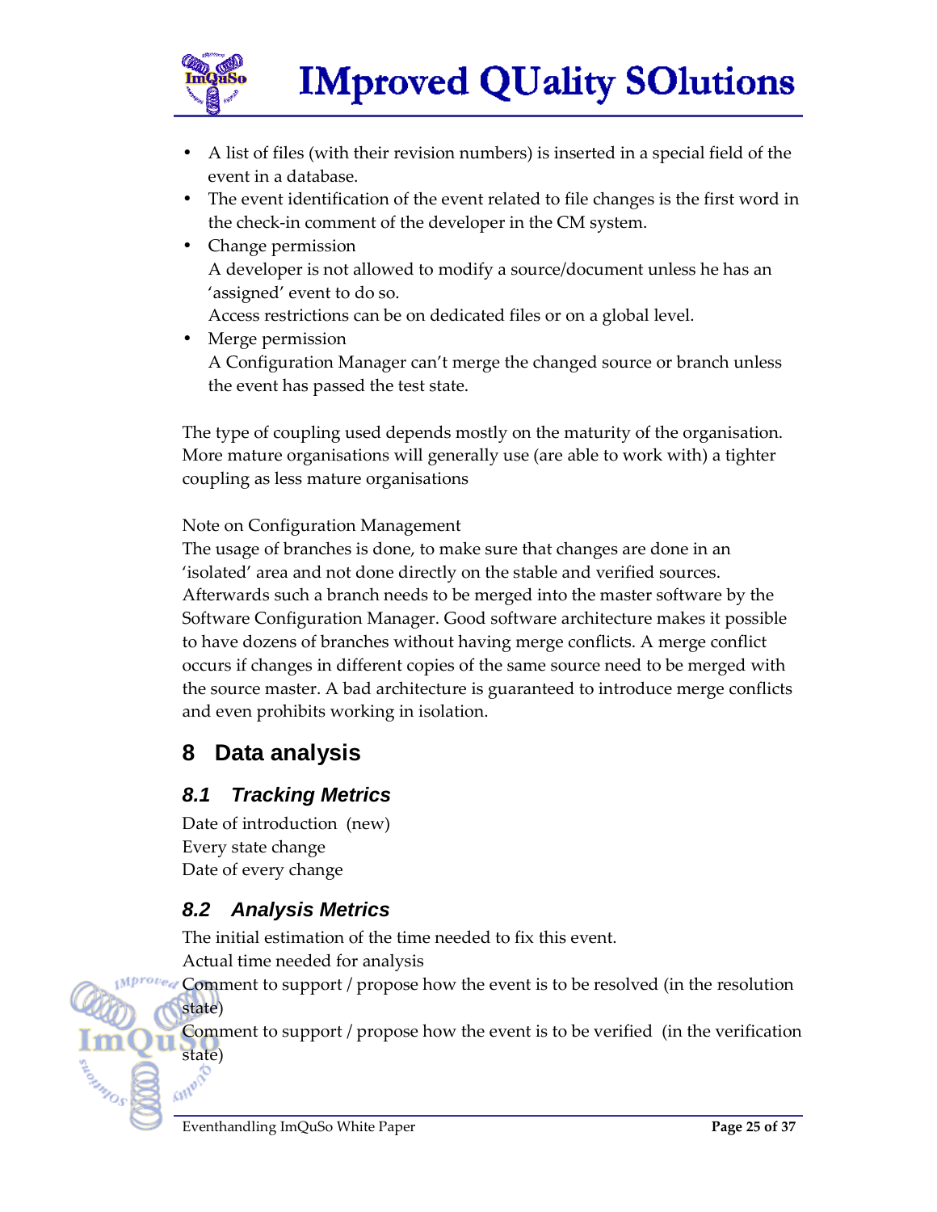- A list of files (with their revision numbers) is inserted in a special field of the event in a database.
- The event identification of the event related to file changes is the first word in the check-in comment of the developer in the CM system.
- Change permission
  A developer is not allowed to modify a source/document unless he has an 'assigned' event to do so.
  Access restrictions can be on dedicated files or on a global level.
- Merge permission
  A Configuration Manager can't merge the changed source or branch unless the event has passed the test state.

The type of coupling used depends mostly on the maturity of the organisation. More mature organisations will generally use (are able to work with) a tighter coupling as less mature organisations

Note on Configuration Management
The usage of branches is done, to make sure that changes are done in an 'isolated' area and not done directly on the stable and verified sources. Afterwards such a branch needs to be merged into the master software by the Software Configuration Manager. Good software architecture makes it possible to have dozens of branches without having merge conflicts. A merge conflict occurs if changes in different copies of the same source need to be merged with the source master. A bad architecture is guaranteed to introduce merge conflicts and even prohibits working in isolation.

# 8 Data analysis

## *8.1 Tracking Metrics*

Date of introduction (new)
Every state change
Date of every change

## *8.2 Analysis Metrics*

The initial estimation of the time needed to fix this event.
Actual time needed for analysis
Comment to support / propose how the event is to be resolved (in the resolution state)
Comment to support / propose how the event is to be verified (in the verification state)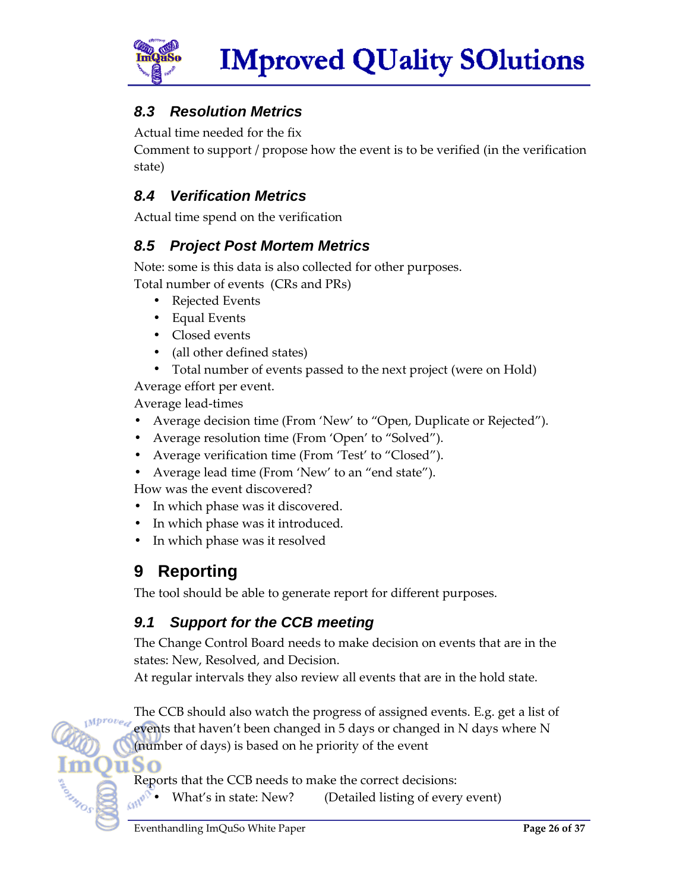### 8.3 Resolution Metrics

Actual time needed for the fix

Comment to support / propose how the event is to be verified (in the verification state)

### 8.4 Verification Metrics

Actual time spend on the verification

### 8.5 Project Post Mortem Metrics

Note: some is this data is also collected for other purposes.

Total number of events (CRs and PRs)

- Rejected Events
- Equal Events
- Closed events
- (all other defined states)
- Total number of events passed to the next project (were on Hold)

Average effort per event.

Average lead-times

- Average decision time (From 'New' to "Open, Duplicate or Rejected").
- Average resolution time (From 'Open' to "Solved").
- Average verification time (From 'Test' to "Closed").
- Average lead time (From 'New' to an "end state").

How was the event discovered?

- In which phase was it discovered.
- In which phase was it introduced.
- In which phase was it resolved

## 9 Reporting

The tool should be able to generate report for different purposes.

### 9.1 Support for the CCB meeting

The Change Control Board needs to make decision on events that are in the states: New, Resolved, and Decision.

At regular intervals they also review all events that are in the hold state.

The CCB should also watch the progress of assigned events. E.g. get a list of events that haven't been changed in 5 days or changed in N days where N (number of days) is based on he priority of the event

Reports that the CCB needs to make the correct decisions:

- What's in state: New? (Detailed listing of every event)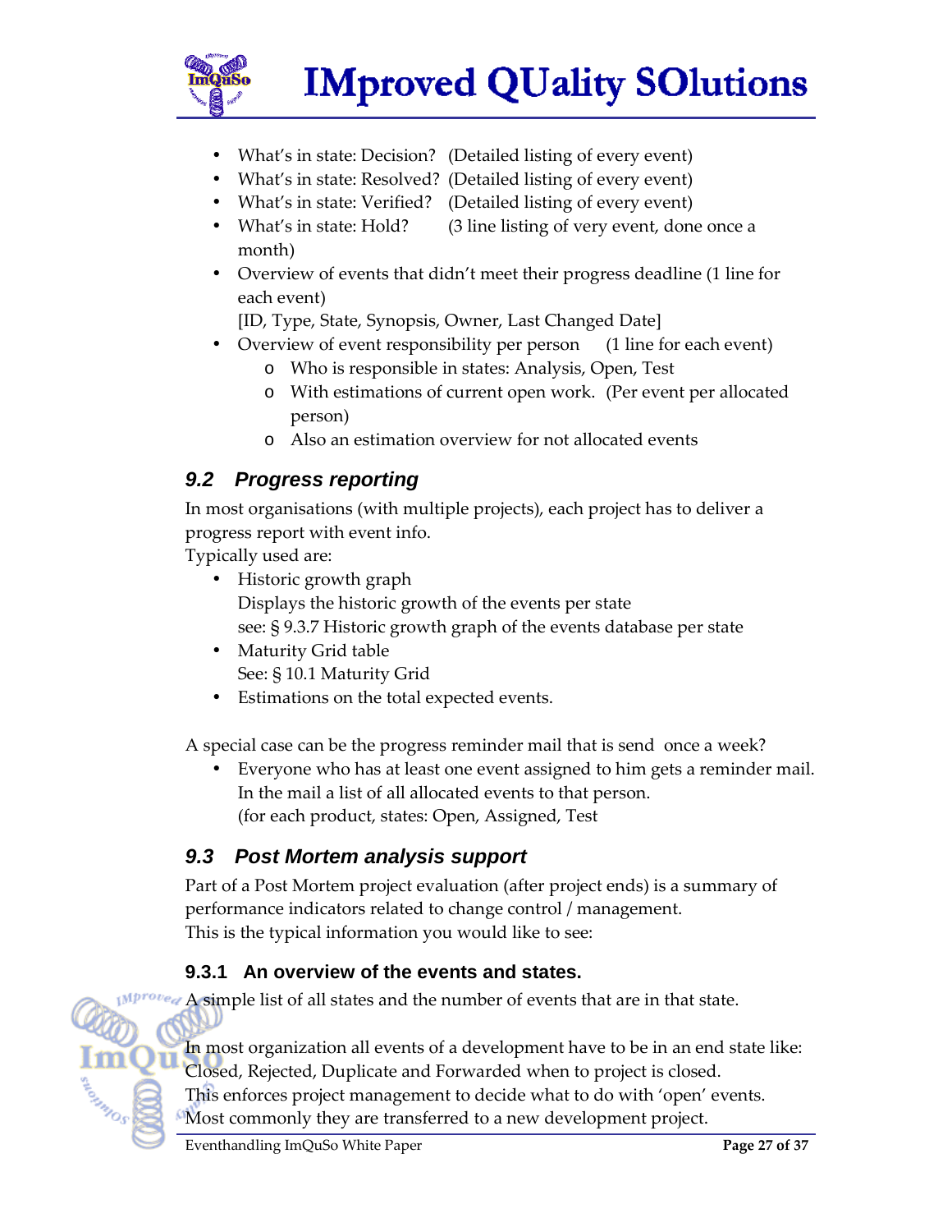- What's in state: Decision? (Detailed listing of every event)
- What's in state: Resolved? (Detailed listing of every event)
- What's in state: Verified? (Detailed listing of every event)
- What's in state: Hold? (3 line listing of very event, done once a month)
- Overview of events that didn't meet their progress deadline (1 line for each event)
  [ID, Type, State, Synopsis, Owner, Last Changed Date]
- Overview of event responsibility per person (1 line for each event)
  - Who is responsible in states: Analysis, Open, Test
  - With estimations of current open work. (Per event per allocated person)
  - Also an estimation overview for not allocated events

## *9.2 Progress reporting*

In most organisations (with multiple projects), each project has to deliver a progress report with event info.
Typically used are:

- Historic growth graph
  Displays the historic growth of the events per state
  see: § 9.3.7 Historic growth graph of the events database per state
- Maturity Grid table
  See: § 10.1 Maturity Grid
- Estimations on the total expected events.

A special case can be the progress reminder mail that is send once a week?

- Everyone who has at least one event assigned to him gets a reminder mail.
  In the mail a list of all allocated events to that person.
  (for each product, states: Open, Assigned, Test

## *9.3 Post Mortem analysis support*

Part of a Post Mortem project evaluation (after project ends) is a summary of performance indicators related to change control / management.
This is the typical information you would like to see:

### 9.3.1 An overview of the events and states.

A simple list of all states and the number of events that are in that state.

In most organization all events of a development have to be in an end state like: Closed, Rejected, Duplicate and Forwarded when to project is closed.
This enforces project management to decide what to do with 'open' events.
Most commonly they are transferred to a new development project.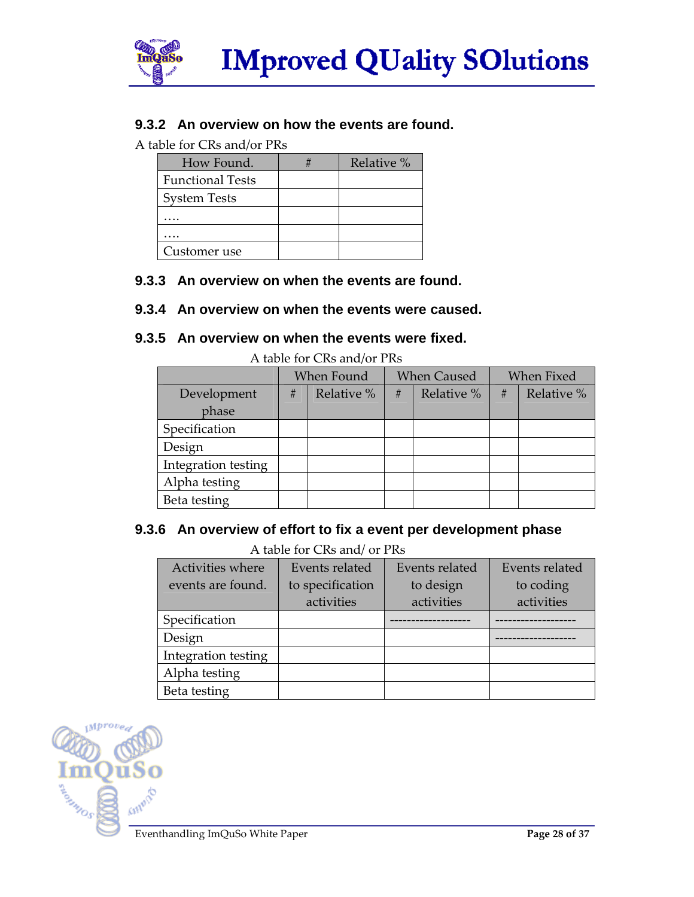### 9.3.2 An overview on how the events are found.

A table for CRs and/or PRs

| How Found. | # | Relative % |
|---|---|---|
| Functional Tests | | |
| System Tests | | |
| …. | | |
| …. | | |
| Customer use | | |

### 9.3.3 An overview on when the events are found.

### 9.3.4 An overview on when the events were caused.

### 9.3.5 An overview on when the events were fixed.

A table for CRs and/or PRs

| | When Found | | When Caused | | When Fixed | |
|---|---|---|---|---|---|---|
| Development phase | # | Relative % | # | Relative % | # | Relative % |
| Specification | | | | | | |
| Design | | | | | | |
| Integration testing | | | | | | |
| Alpha testing | | | | | | |
| Beta testing | | | | | | |

### 9.3.6 An overview of effort to fix a event per development phase

A table for CRs and/ or PRs

| Activities where events are found. | Events related to specification activities | Events related to design activities | Events related to coding activities |
|---|---|---|---|
| Specification | | ------------------- | ------------------- |
| Design | | | ------------------- |
| Integration testing | | | |
| Alpha testing | | | |
| Beta testing | | | |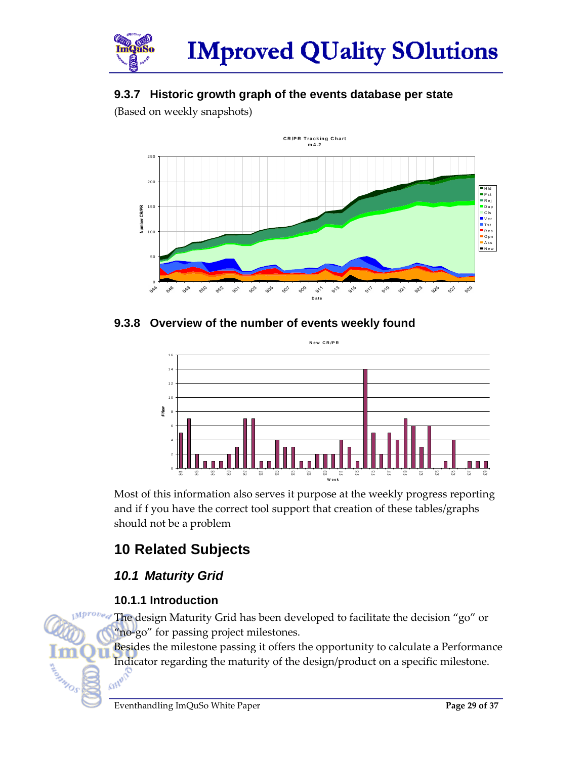### 9.3.7 Historic growth graph of the events database per state

(Based on weekly snapshots)

### 9.3.8 Overview of the number of events weekly found

Most of this information also serves it purpose at the weekly progress reporting and if f you have the correct tool support that creation of these tables/graphs should not be a problem

# 10 Related Subjects

## 10.1 Maturity Grid

### 10.1.1 Introduction

The design Maturity Grid has been developed to facilitate the decision "go" or "no-go" for passing project milestones.

Besides the milestone passing it offers the opportunity to calculate a Performance Indicator regarding the maturity of the design/product on a specific milestone.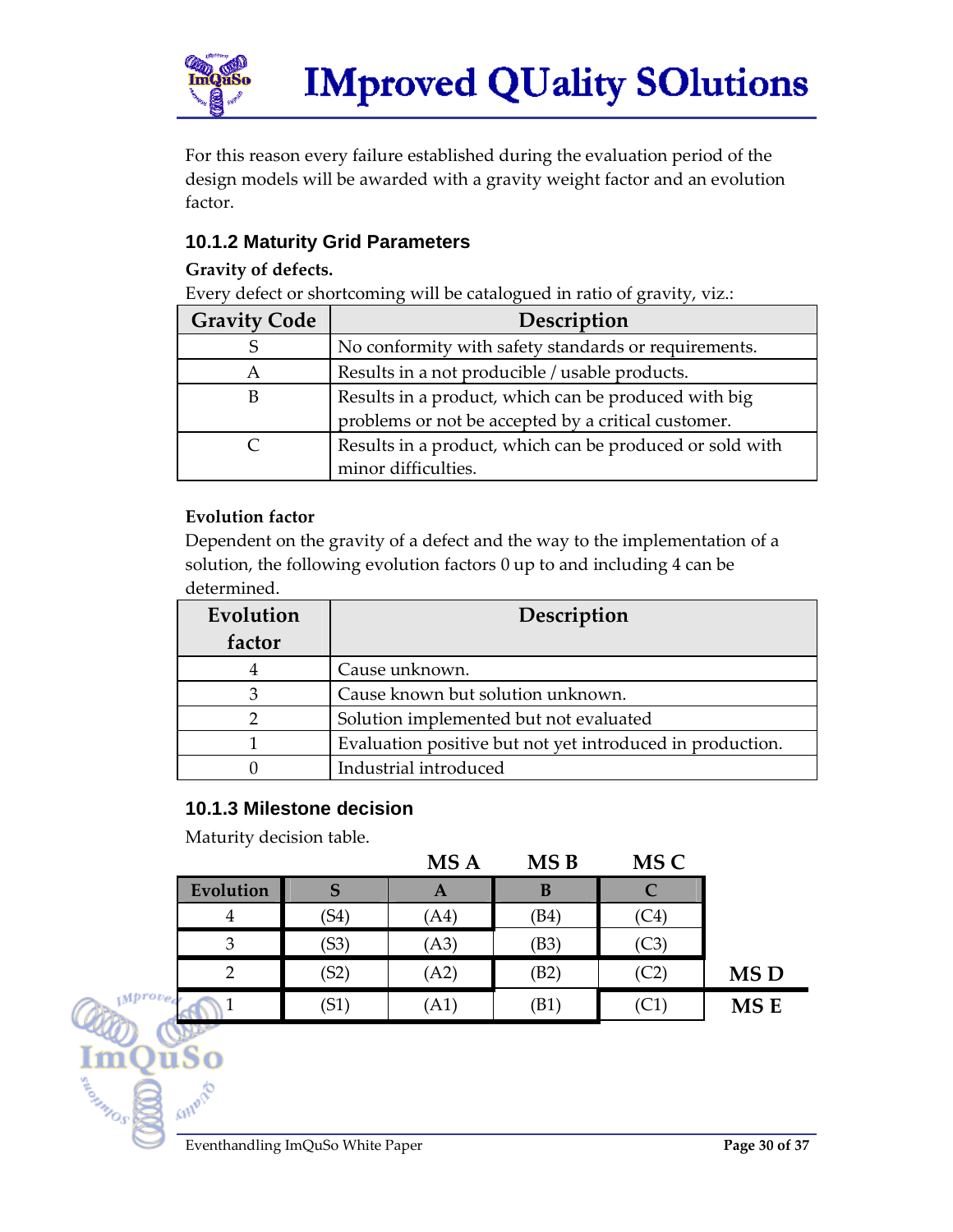For this reason every failure established during the evaluation period of the design models will be awarded with a gravity weight factor and an evolution factor.

### 10.1.2 Maturity Grid Parameters

**Gravity of defects.**

Every defect or shortcoming will be catalogued in ratio of gravity, viz.:

| Gravity Code | Description |
|---|---|
| S | No conformity with safety standards or requirements. |
| A | Results in a not producible / usable products. |
| B | Results in a product, which can be produced with big problems or not be accepted by a critical customer. |
| C | Results in a product, which can be produced or sold with minor difficulties. |

**Evolution factor**

Dependent on the gravity of a defect and the way to the implementation of a solution, the following evolution factors 0 up to and including 4 can be determined.

| Evolution factor | Description |
|---|---|
| 4 | Cause unknown. |
| 3 | Cause known but solution unknown. |
| 2 | Solution implemented but not evaluated |
| 1 | Evaluation positive but not yet introduced in production. |
| 0 | Industrial introduced |

### 10.1.3 Milestone decision

Maturity decision table.

| | | MS A | MS B | MS C | |
|---|---|---|---|---|---|
| **Evolution** | **S** | **A** | **B** | **C** | |
| 4 | (S4) | (A4) | (B4) | (C4) | |
| 3 | (S3) | (A3) | (B3) | (C3) | |
| 2 | (S2) | (A2) | (B2) | (C2) | **MS D** |
| 1 | (S1) | (A1) | (B1) | (C1) | **MS E** |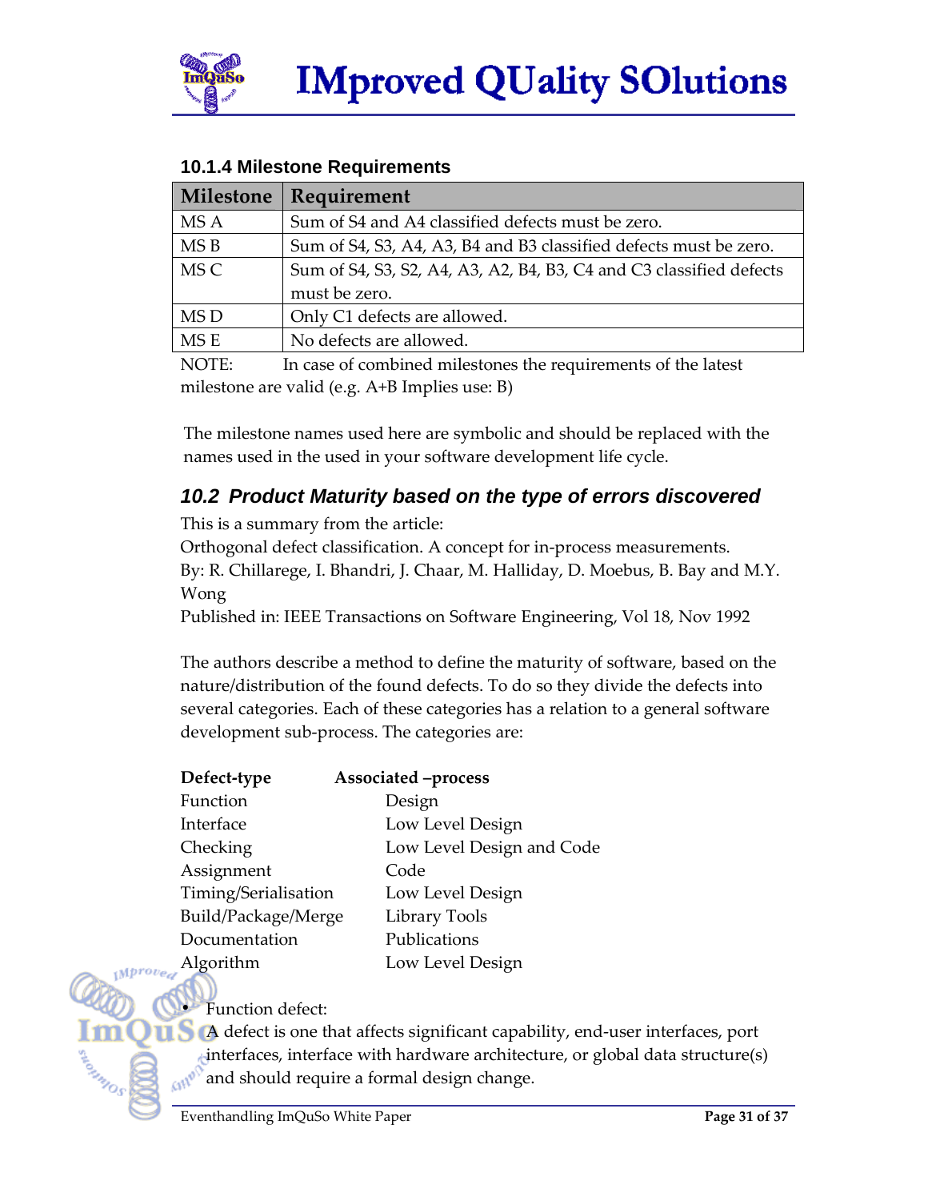### 10.1.4 Milestone Requirements

| Milestone | Requirement |
|---|---|
| MS A | Sum of S4 and A4 classified defects must be zero. |
| MS B | Sum of S4, S3, A4, A3, B4 and B3 classified defects must be zero. |
| MS C | Sum of S4, S3, S2, A4, A3, A2, B4, B3, C4 and C3 classified defects must be zero. |
| MS D | Only C1 defects are allowed. |
| MS E | No defects are allowed. |

NOTE: In case of combined milestones the requirements of the latest milestone are valid (e.g. A+B Implies use: B)

The milestone names used here are symbolic and should be replaced with the names used in the used in your software development life cycle.

## 10.2 Product Maturity based on the type of errors discovered

This is a summary from the article:
Orthogonal defect classification. A concept for in-process measurements.
By: R. Chillarege, I. Bhandri, J. Chaar, M. Halliday, D. Moebus, B. Bay and M.Y. Wong
Published in: IEEE Transactions on Software Engineering, Vol 18, Nov 1992

The authors describe a method to define the maturity of software, based on the nature/distribution of the found defects. To do so they divide the defects into several categories. Each of these categories has a relation to a general software development sub-process. The categories are:

| **Defect-type** | **Associated –process** |
|---|---|
| Function | Design |
| Interface | Low Level Design |
| Checking | Low Level Design and Code |
| Assignment | Code |
| Timing/Serialisation | Low Level Design |
| Build/Package/Merge | Library Tools |
| Documentation | Publications |
| Algorithm | Low Level Design |

- Function defect:
  A defect is one that affects significant capability, end-user interfaces, port interfaces, interface with hardware architecture, or global data structure(s) and should require a formal design change.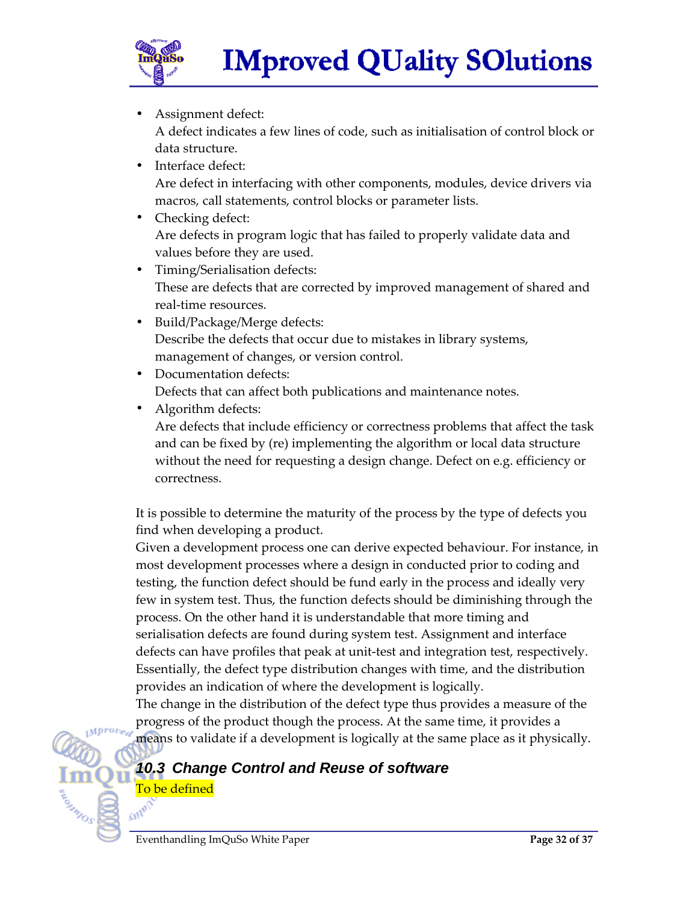- Assignment defect:
  A defect indicates a few lines of code, such as initialisation of control block or data structure.
- Interface defect:
  Are defect in interfacing with other components, modules, device drivers via macros, call statements, control blocks or parameter lists.
- Checking defect:
  Are defects in program logic that has failed to properly validate data and values before they are used.
- Timing/Serialisation defects:
  These are defects that are corrected by improved management of shared and real-time resources.
- Build/Package/Merge defects:
  Describe the defects that occur due to mistakes in library systems, management of changes, or version control.
- Documentation defects:
  Defects that can affect both publications and maintenance notes.
- Algorithm defects:
  Are defects that include efficiency or correctness problems that affect the task and can be fixed by (re) implementing the algorithm or local data structure without the need for requesting a design change. Defect on e.g. efficiency or correctness.

It is possible to determine the maturity of the process by the type of defects you find when developing a product.
Given a development process one can derive expected behaviour. For instance, in most development processes where a design in conducted prior to coding and testing, the function defect should be fund early in the process and ideally very few in system test. Thus, the function defects should be diminishing through the process. On the other hand it is understandable that more timing and serialisation defects are found during system test. Assignment and interface defects can have profiles that peak at unit-test and integration test, respectively. Essentially, the defect type distribution changes with time, and the distribution provides an indication of where the development is logically.
The change in the distribution of the defect type thus provides a measure of the progress of the product though the process. At the same time, it provides a means to validate if a development is logically at the same place as it physically.

### 10.3 Change Control and Reuse of software

To be defined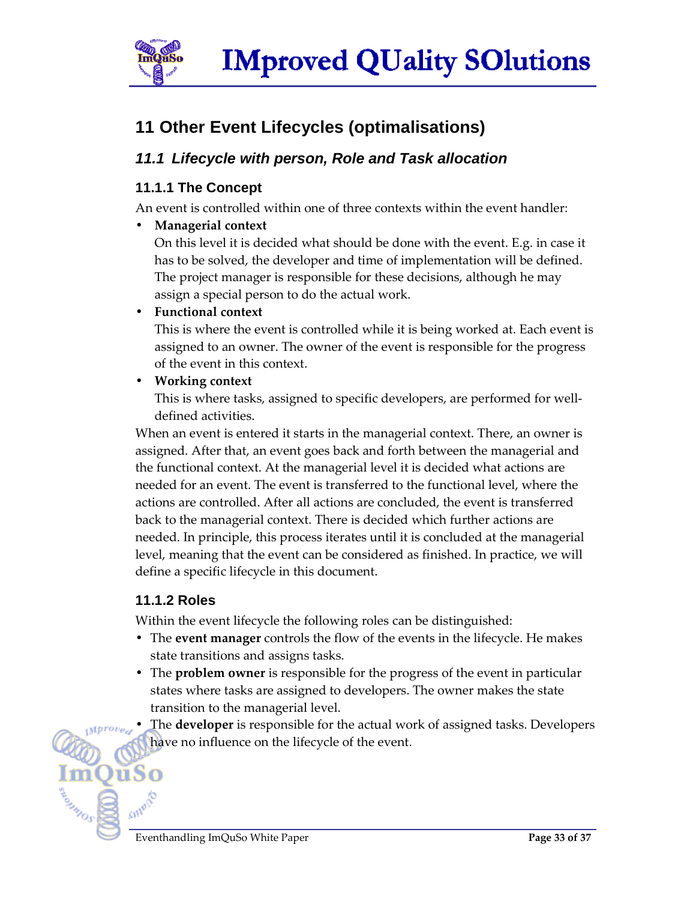# 11 Other Event Lifecycles (optimalisations)

## *11.1 Lifecycle with person, Role and Task allocation*

### 11.1.1 The Concept

An event is controlled within one of three contexts within the event handler:

- **Managerial context**
  On this level it is decided what should be done with the event. E.g. in case it has to be solved, the developer and time of implementation will be defined. The project manager is responsible for these decisions, although he may assign a special person to do the actual work.
- **Functional context**
  This is where the event is controlled while it is being worked at. Each event is assigned to an owner. The owner of the event is responsible for the progress of the event in this context.
- **Working context**
  This is where tasks, assigned to specific developers, are performed for well-defined activities.

When an event is entered it starts in the managerial context. There, an owner is assigned. After that, an event goes back and forth between the managerial and the functional context. At the managerial level it is decided what actions are needed for an event. The event is transferred to the functional level, where the actions are controlled. After all actions are concluded, the event is transferred back to the managerial context. There is decided which further actions are needed. In principle, this process iterates until it is concluded at the managerial level, meaning that the event can be considered as finished. In practice, we will define a specific lifecycle in this document.

### 11.1.2 Roles

Within the event lifecycle the following roles can be distinguished:

- The **event manager** controls the flow of the events in the lifecycle. He makes state transitions and assigns tasks.
- The **problem owner** is responsible for the progress of the event in particular states where tasks are assigned to developers. The owner makes the state transition to the managerial level.
- The **developer** is responsible for the actual work of assigned tasks. Developers have no influence on the lifecycle of the event.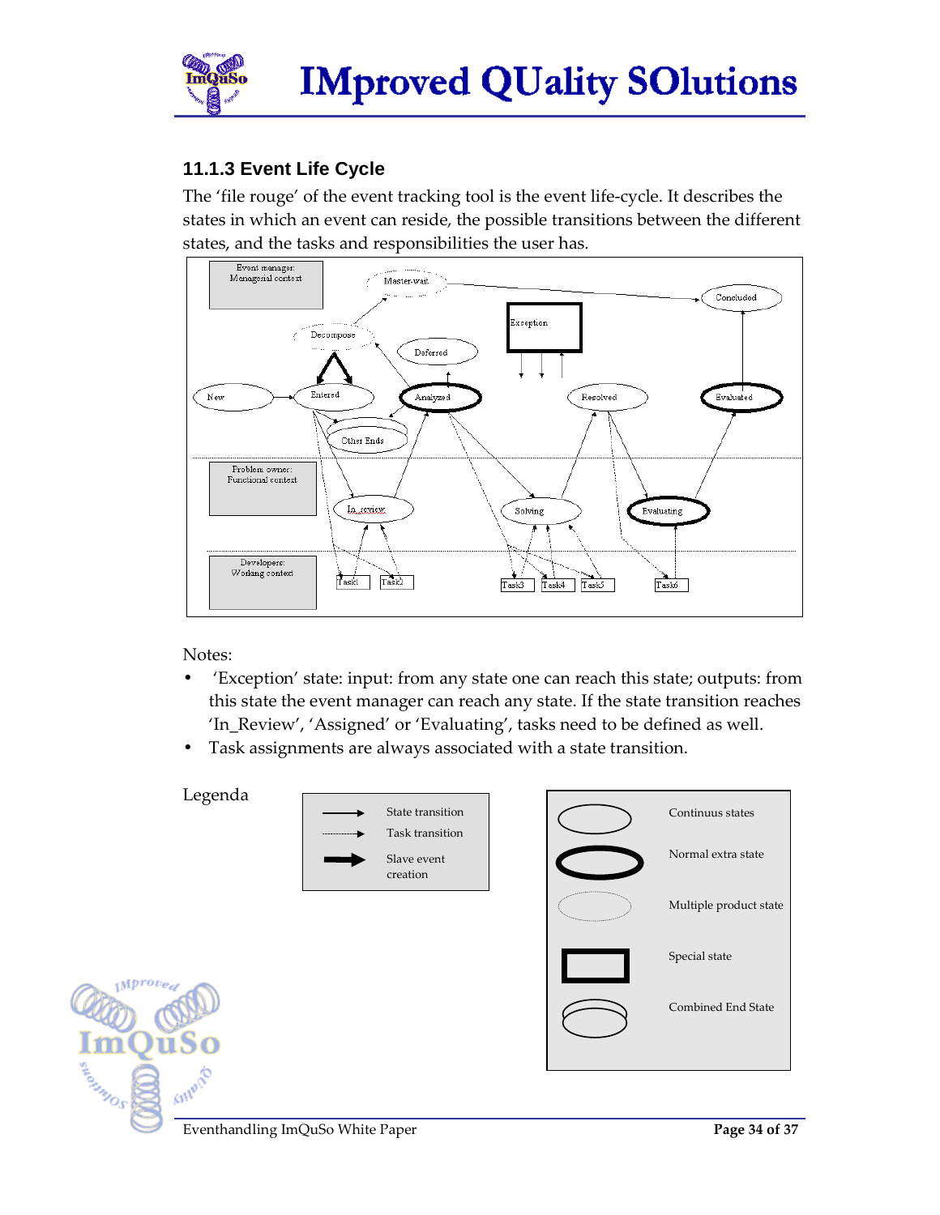### 11.1.3 Event Life Cycle

The 'file rouge' of the event tracking tool is the event life-cycle. It describes the states in which an event can reside, the possible transitions between the different states, and the tasks and responsibilities the user has.

Notes:

- 'Exception' state: input: from any state one can reach this state; outputs: from this state the event manager can reach any state. If the state transition reaches 'In_Review', 'Assigned' or 'Evaluating', tasks need to be defined as well.
- Task assignments are always associated with a state transition.

Legenda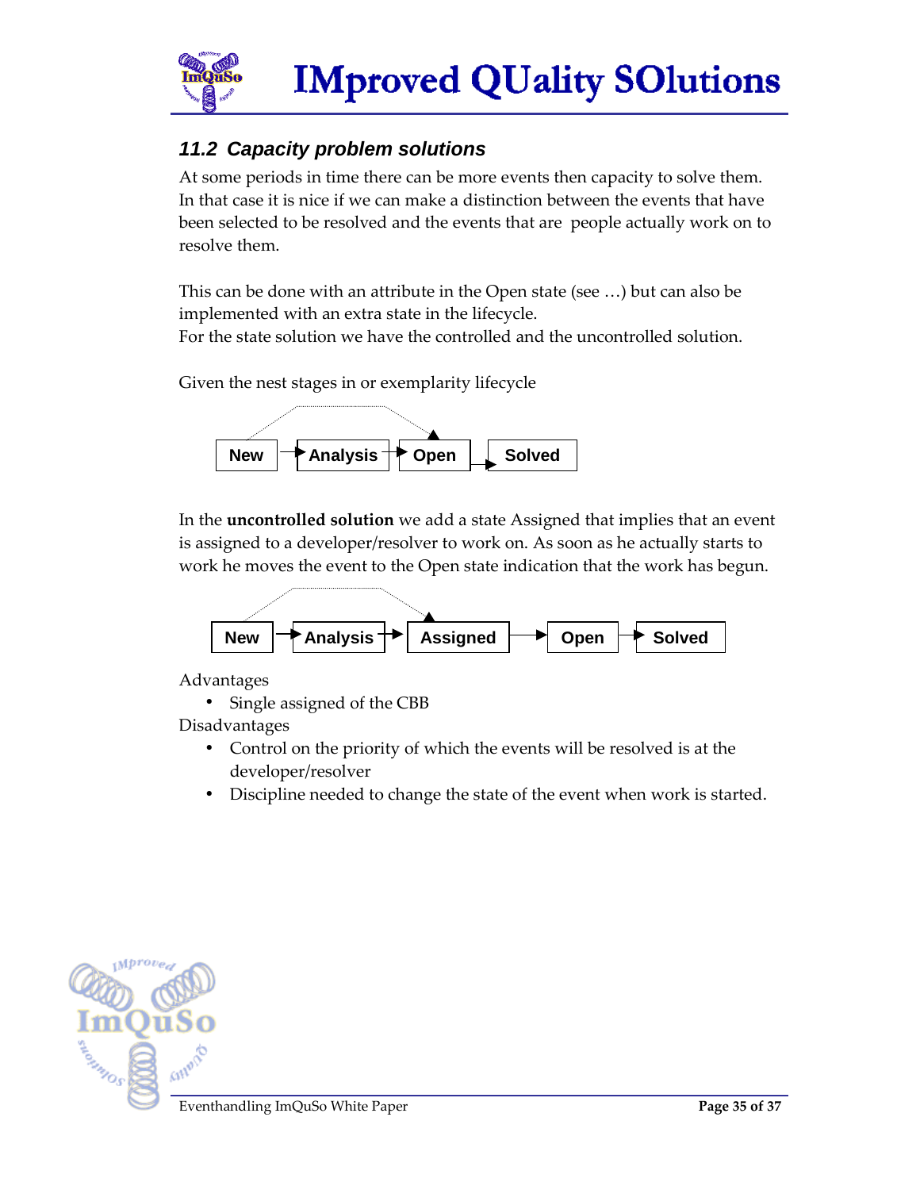## 11.2 Capacity problem solutions

At some periods in time there can be more events then capacity to solve them. In that case it is nice if we can make a distinction between the events that have been selected to be resolved and the events that are people actually work on to resolve them.

This can be done with an attribute in the Open state (see …) but can also be implemented with an extra state in the lifecycle.
For the state solution we have the controlled and the uncontrolled solution.

Given the nest stages in or exemplarity lifecycle

New → Analysis → Open → Solved

In the **uncontrolled solution** we add a state Assigned that implies that an event is assigned to a developer/resolver to work on. As soon as he actually starts to work he moves the event to the Open state indication that the work has begun.

New → Analysis → Assigned → Open → Solved

Advantages

- Single assigned of the CBB

Disadvantages

- Control on the priority of which the events will be resolved is at the developer/resolver
- Discipline needed to change the state of the event when work is started.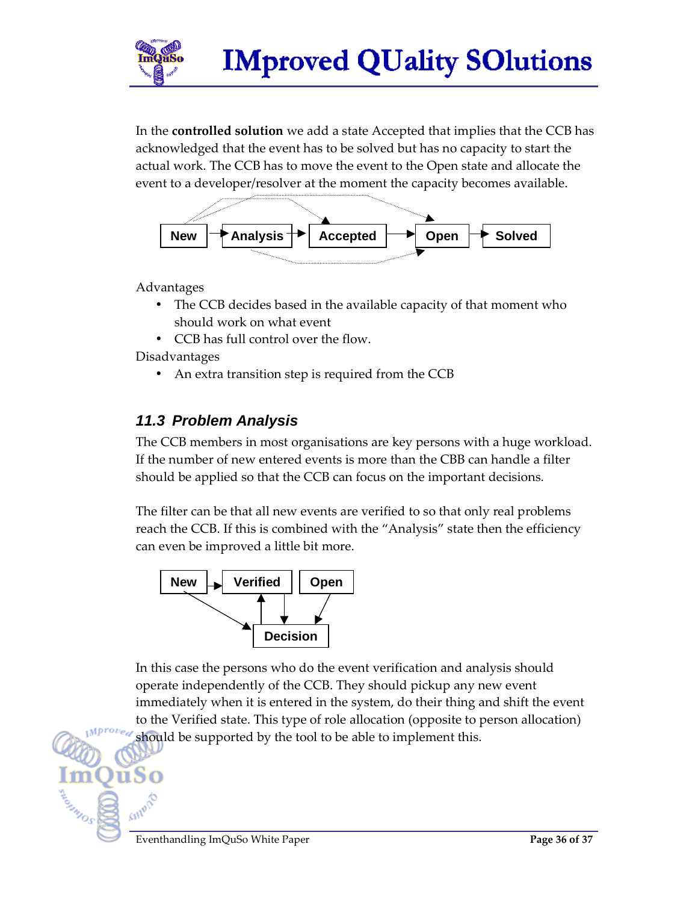In the **controlled solution** we add a state Accepted that implies that the CCB has acknowledged that the event has to be solved but has no capacity to start the actual work. The CCB has to move the event to the Open state and allocate the event to a developer/resolver at the moment the capacity becomes available.

New → Analysis → Accepted → Open → Solved

Advantages

- The CCB decides based in the available capacity of that moment who should work on what event
- CCB has full control over the flow.

Disadvantages

- An extra transition step is required from the CCB

## *11.3 Problem Analysis*

The CCB members in most organisations are key persons with a huge workload. If the number of new entered events is more than the CBB can handle a filter should be applied so that the CCB can focus on the important decisions.

The filter can be that all new events are verified to so that only real problems reach the CCB. If this is combined with the "Analysis" state then the efficiency can even be improved a little bit more.

New → Verified    Open

Decision

In this case the persons who do the event verification and analysis should operate independently of the CCB. They should pickup any new event immediately when it is entered in the system, do their thing and shift the event to the Verified state. This type of role allocation (opposite to person allocation) should be supported by the tool to be able to implement this.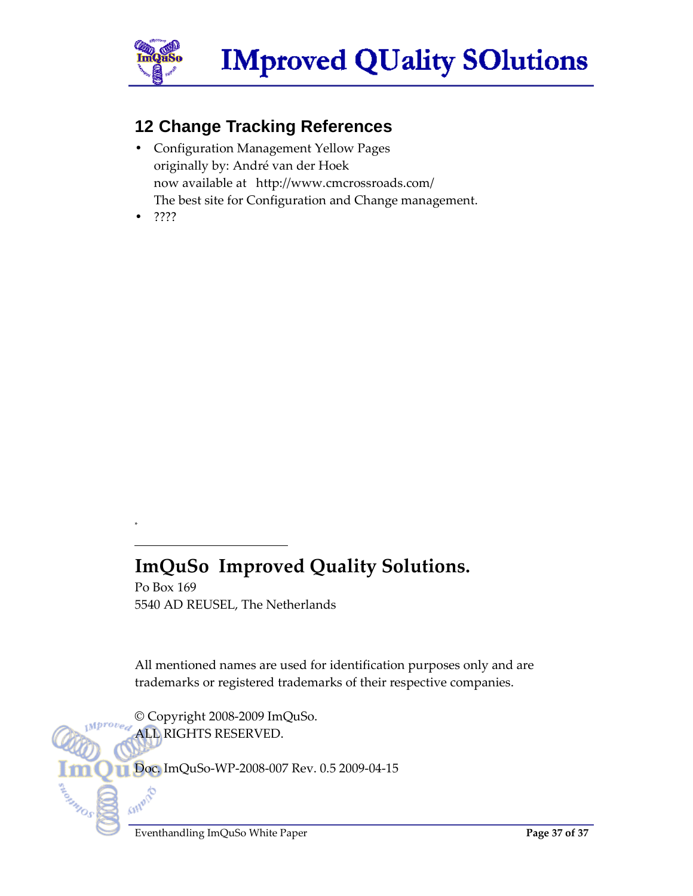## 12 Change Tracking References

- Configuration Management Yellow Pages
  originally by: André van der Hoek
  now available at http://www.cmcrossroads.com/
  The best site for Configuration and Change management.
- ????

---

# ImQuSo Improved Quality Solutions.

Po Box 169
5540 AD REUSEL, The Netherlands

All mentioned names are used for identification purposes only and are trademarks or registered trademarks of their respective companies.

© Copyright 2008-2009 ImQuSo.
ALL RIGHTS RESERVED.

Doc. ImQuSo-WP-2008-007 Rev. 0.5 2009-04-15